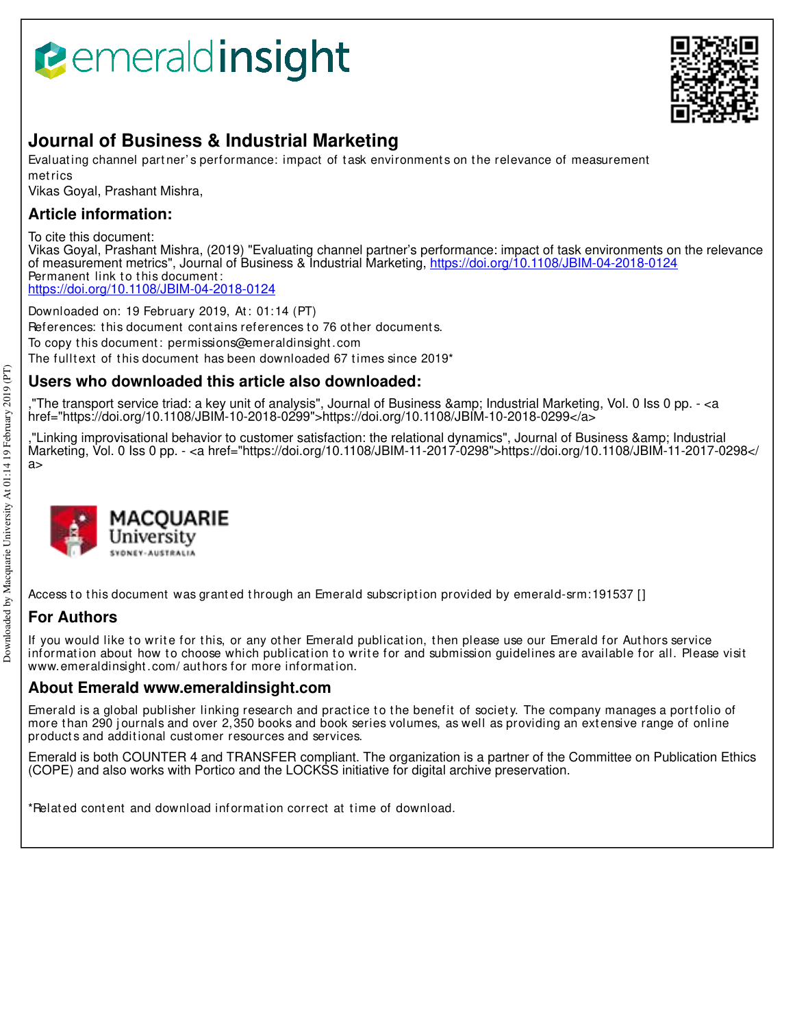# Journal of Business & Industrial Marketing

Evaluating channel partner's performance: impact of task environments on the relevance of measurement metrics

Vikas Goyal, Prashant Mishra,

## Article information:

To cite this document:

Vikas Goyal, Prashant Mishra, (2019) "Evaluating channel partner's performance: impact of task environments on the relevance of measurement metrics", Journal of Business & Industrial Marketing, https://doi.org/10.1108/JBIM-04-2018-0124

Permanent link to this document:

https://doi.org/10.1108/JBIM-04-2018-0124

Downloaded on: 19 February 2019, At: 01:14 (PT)

References: this document contains references to 76 other documents.

To copy this document: permissions@emeraldinsight.com

The fulltext of this document has been downloaded 67 times since 2019*

## Users who downloaded this article also downloaded:

,"The transport service triad: a key unit of analysis", Journal of Business &amp; Industrial Marketing, Vol. 0 Iss 0 pp. - <a href="https://doi.org/10.1108/JBIM-10-2018-0299">https://doi.org/10.1108/JBIM-10-2018-0299</a>

,"Linking improvisational behavior to customer satisfaction: the relational dynamics", Journal of Business &amp; Industrial Marketing, Vol. 0 Iss 0 pp. - <a href="https://doi.org/10.1108/JBIM-11-2017-0298">https://doi.org/10.1108/JBIM-11-2017-0298</a>

Access to this document was granted through an Emerald subscription provided by emerald-srm:191537 []

## For Authors

If you would like to write for this, or any other Emerald publication, then please use our Emerald for Authors service information about how to choose which publication to write for and submission guidelines are available for all. Please visit www.emeraldinsight.com/authors for more information.

## About Emerald www.emeraldinsight.com

Emerald is a global publisher linking research and practice to the benefit of society. The company manages a portfolio of more than 290 journals and over 2,350 books and book series volumes, as well as providing an extensive range of online products and additional customer resources and services.

Emerald is both COUNTER 4 and TRANSFER compliant. The organization is a partner of the Committee on Publication Ethics (COPE) and also works with Portico and the LOCKSS initiative for digital archive preservation.

*Related content and download information correct at time of download.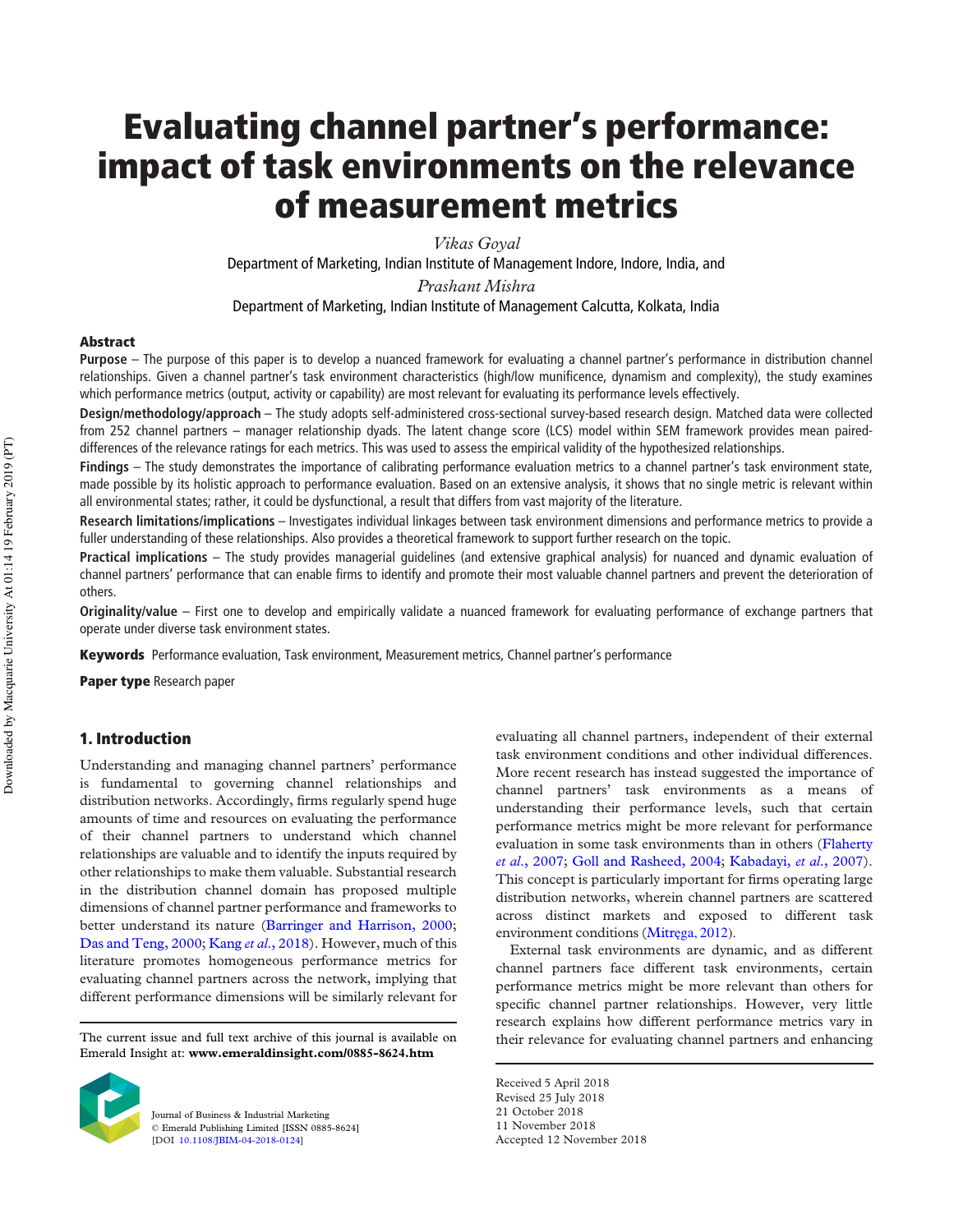# Evaluating channel partner's performance: impact of task environments on the relevance of measurement metrics

*Vikas Goyal*

Department of Marketing, Indian Institute of Management Indore, Indore, India, and

*Prashant Mishra*

Department of Marketing, Indian Institute of Management Calcutta, Kolkata, India

## Abstract

**Purpose** – The purpose of this paper is to develop a nuanced framework for evaluating a channel partner's performance in distribution channel relationships. Given a channel partner's task environment characteristics (high/low munificence, dynamism and complexity), the study examines which performance metrics (output, activity or capability) are most relevant for evaluating its performance levels effectively.

**Design/methodology/approach** – The study adopts self-administered cross-sectional survey-based research design. Matched data were collected from 252 channel partners – manager relationship dyads. The latent change score (LCS) model within SEM framework provides mean paired-differences of the relevance ratings for each metrics. This was used to assess the empirical validity of the hypothesized relationships.

**Findings** – The study demonstrates the importance of calibrating performance evaluation metrics to a channel partner's task environment state, made possible by its holistic approach to performance evaluation. Based on an extensive analysis, it shows that no single metric is relevant within all environmental states; rather, it could be dysfunctional, a result that differs from vast majority of the literature.

**Research limitations/implications** – Investigates individual linkages between task environment dimensions and performance metrics to provide a fuller understanding of these relationships. Also provides a theoretical framework to support further research on the topic.

**Practical implications** – The study provides managerial guidelines (and extensive graphical analysis) for nuanced and dynamic evaluation of channel partners' performance that can enable firms to identify and promote their most valuable channel partners and prevent the deterioration of others.

**Originality/value** – First one to develop and empirically validate a nuanced framework for evaluating performance of exchange partners that operate under diverse task environment states.

**Keywords** Performance evaluation, Task environment, Measurement metrics, Channel partner's performance

**Paper type** Research paper

## 1. Introduction

Understanding and managing channel partners' performance is fundamental to governing channel relationships and distribution networks. Accordingly, firms regularly spend huge amounts of time and resources on evaluating the performance of their channel partners to understand which channel relationships are valuable and to identify the inputs required by other relationships to make them valuable. Substantial research in the distribution channel domain has proposed multiple dimensions of channel partner performance and frameworks to better understand its nature (Barringer and Harrison, 2000; Das and Teng, 2000; Kang *et al.*, 2018). However, much of this literature promotes homogeneous performance metrics for evaluating channel partners across the network, implying that different performance dimensions will be similarly relevant for evaluating all channel partners, independent of their external task environment conditions and other individual differences. More recent research has instead suggested the importance of channel partners' task environments as a means of understanding their performance levels, such that certain performance metrics might be more relevant for performance evaluation in some task environments than in others (Flaherty *et al.*, 2007; Goll and Rasheed, 2004; Kabadayi, *et al.*, 2007). This concept is particularly important for firms operating large distribution networks, wherein channel partners are scattered across distinct markets and exposed to different task environment conditions (Mitręga, 2012).

External task environments are dynamic, and as different channel partners face different task environments, certain performance metrics might be more relevant than others for specific channel partner relationships. However, very little research explains how different performance metrics vary in their relevance for evaluating channel partners and enhancing

The current issue and full text archive of this journal is available on Emerald Insight at: **www.emeraldinsight.com/0885-8624.htm**

Journal of Business & Industrial Marketing
© Emerald Publishing Limited [ISSN 0885-8624]
[DOI 10.1108/JBIM-04-2018-0124]

Received 5 April 2018
Revised 25 July 2018
21 October 2018
11 November 2018
Accepted 12 November 2018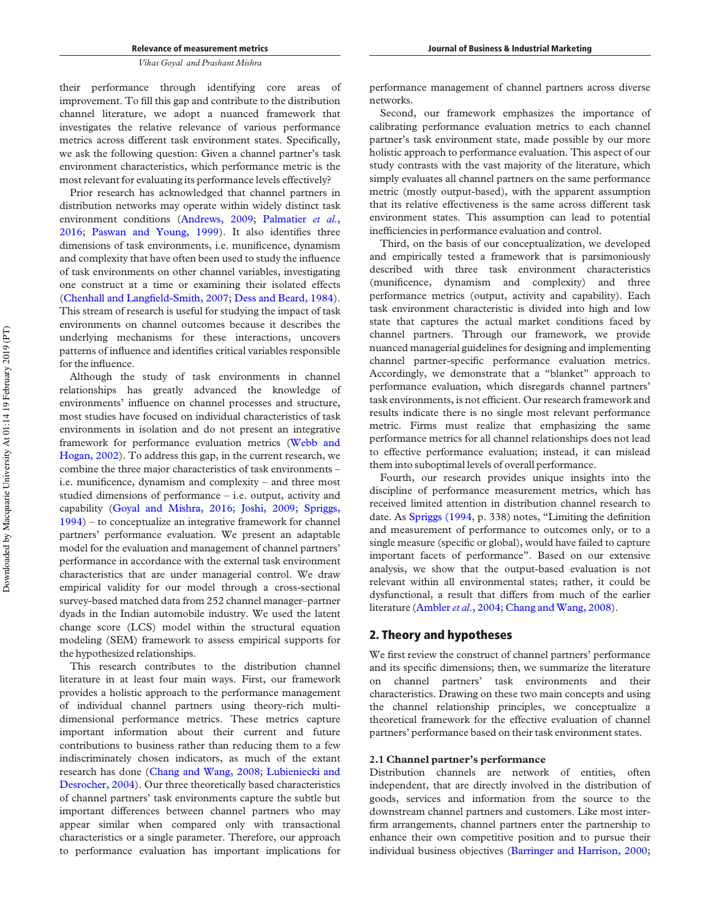their performance through identifying core areas of improvement. To fill this gap and contribute to the distribution channel literature, we adopt a nuanced framework that investigates the relative relevance of various performance metrics across different task environment states. Specifically, we ask the following question: Given a channel partner's task environment characteristics, which performance metric is the most relevant for evaluating its performance levels effectively?

Prior research has acknowledged that channel partners in distribution networks may operate within widely distinct task environment conditions (Andrews, 2009; Palmatier *et al.*, 2016; Paswan and Young, 1999). It also identifies three dimensions of task environments, i.e. munificence, dynamism and complexity that have often been used to study the influence of task environments on other channel variables, investigating one construct at a time or examining their isolated effects (Chenhall and Langfield-Smith, 2007; Dess and Beard, 1984). This stream of research is useful for studying the impact of task environments on channel outcomes because it describes the underlying mechanisms for these interactions, uncovers patterns of influence and identifies critical variables responsible for the influence.

Although the study of task environments in channel relationships has greatly advanced the knowledge of environments' influence on channel processes and structure, most studies have focused on individual characteristics of task environments in isolation and do not present an integrative framework for performance evaluation metrics (Webb and Hogan, 2002). To address this gap, in the current research, we combine the three major characteristics of task environments – i.e. munificence, dynamism and complexity – and three most studied dimensions of performance – i.e. output, activity and capability (Goyal and Mishra, 2016; Joshi, 2009; Spriggs, 1994) – to conceptualize an integrative framework for channel partners' performance evaluation. We present an adaptable model for the evaluation and management of channel partners' performance in accordance with the external task environment characteristics that are under managerial control. We draw empirical validity for our model through a cross-sectional survey-based matched data from 252 channel manager–partner dyads in the Indian automobile industry. We used the latent change score (LCS) model within the structural equation modeling (SEM) framework to assess empirical supports for the hypothesized relationships.

This research contributes to the distribution channel literature in at least four main ways. First, our framework provides a holistic approach to the performance management of individual channel partners using theory-rich multi-dimensional performance metrics. These metrics capture important information about their current and future contributions to business rather than reducing them to a few indiscriminately chosen indicators, as much of the extant research has done (Chang and Wang, 2008; Lubieniecki and Desrocher, 2004). Our three theoretically based characteristics of channel partners' task environments capture the subtle but important differences between channel partners who may appear similar when compared only with transactional characteristics or a single parameter. Therefore, our approach to performance evaluation has important implications for performance management of channel partners across diverse networks.

Second, our framework emphasizes the importance of calibrating performance evaluation metrics to each channel partner's task environment state, made possible by our more holistic approach to performance evaluation. This aspect of our study contrasts with the vast majority of the literature, which simply evaluates all channel partners on the same performance metric (mostly output-based), with the apparent assumption that its relative effectiveness is the same across different task environment states. This assumption can lead to potential inefficiencies in performance evaluation and control.

Third, on the basis of our conceptualization, we developed and empirically tested a framework that is parsimoniously described with three task environment characteristics (munificence, dynamism and complexity) and three performance metrics (output, activity and capability). Each task environment characteristic is divided into high and low state that captures the actual market conditions faced by channel partners. Through our framework, we provide nuanced managerial guidelines for designing and implementing channel partner-specific performance evaluation metrics. Accordingly, we demonstrate that a "blanket" approach to performance evaluation, which disregards channel partners' task environments, is not efficient. Our research framework and results indicate there is no single most relevant performance metric. Firms must realize that emphasizing the same performance metrics for all channel relationships does not lead to effective performance evaluation; instead, it can mislead them into suboptimal levels of overall performance.

Fourth, our research provides unique insights into the discipline of performance measurement metrics, which has received limited attention in distribution channel research to date. As Spriggs (1994, p. 338) notes, "Limiting the definition and measurement of performance to outcomes only, or to a single measure (specific or global), would have failed to capture important facets of performance". Based on our extensive analysis, we show that the output-based evaluation is not relevant within all environmental states; rather, it could be dysfunctional, a result that differs from much of the earlier literature (Ambler *et al.*, 2004; Chang and Wang, 2008).

## 2. Theory and hypotheses

We first review the construct of channel partners' performance and its specific dimensions; then, we summarize the literature on channel partners' task environments and their characteristics. Drawing on these two main concepts and using the channel relationship principles, we conceptualize a theoretical framework for the effective evaluation of channel partners' performance based on their task environment states.

### 2.1 Channel partner's performance

Distribution channels are network of entities, often independent, that are directly involved in the distribution of goods, services and information from the source to the downstream channel partners and customers. Like most inter-firm arrangements, channel partners enter the partnership to enhance their own competitive position and to pursue their individual business objectives (Barringer and Harrison, 2000;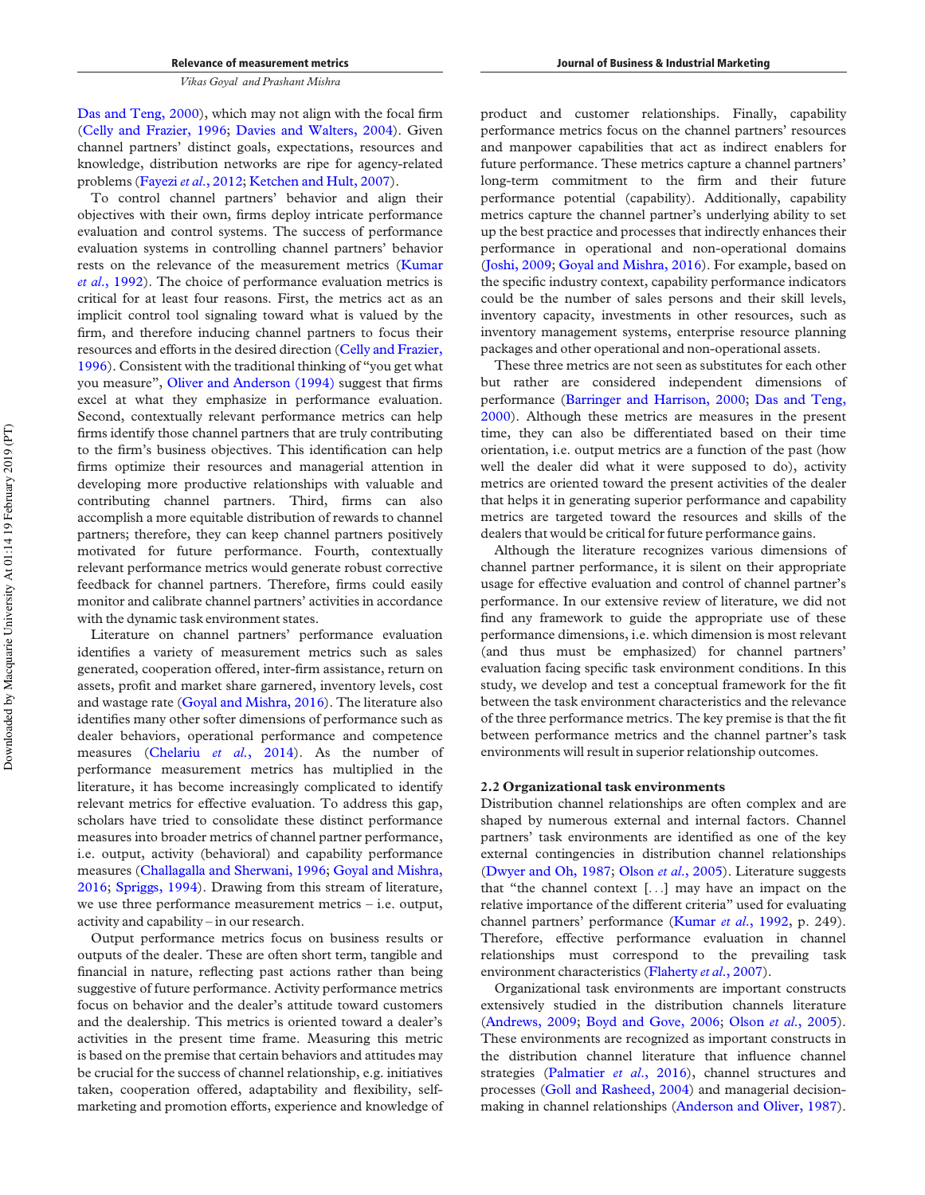Das and Teng, 2000), which may not align with the focal firm (Celly and Frazier, 1996; Davies and Walters, 2004). Given channel partners' distinct goals, expectations, resources and knowledge, distribution networks are ripe for agency-related problems (Fayezi *et al.*, 2012; Ketchen and Hult, 2007).

To control channel partners' behavior and align their objectives with their own, firms deploy intricate performance evaluation and control systems. The success of performance evaluation systems in controlling channel partners' behavior rests on the relevance of the measurement metrics (Kumar *et al.*, 1992). The choice of performance evaluation metrics is critical for at least four reasons. First, the metrics act as an implicit control tool signaling toward what is valued by the firm, and therefore inducing channel partners to focus their resources and efforts in the desired direction (Celly and Frazier, 1996). Consistent with the traditional thinking of "you get what you measure", Oliver and Anderson (1994) suggest that firms excel at what they emphasize in performance evaluation. Second, contextually relevant performance metrics can help firms identify those channel partners that are truly contributing to the firm's business objectives. This identification can help firms optimize their resources and managerial attention in developing more productive relationships with valuable and contributing channel partners. Third, firms can also accomplish a more equitable distribution of rewards to channel partners; therefore, they can keep channel partners positively motivated for future performance. Fourth, contextually relevant performance metrics would generate robust corrective feedback for channel partners. Therefore, firms could easily monitor and calibrate channel partners' activities in accordance with the dynamic task environment states.

Literature on channel partners' performance evaluation identifies a variety of measurement metrics such as sales generated, cooperation offered, inter-firm assistance, return on assets, profit and market share garnered, inventory levels, cost and wastage rate (Goyal and Mishra, 2016). The literature also identifies many other softer dimensions of performance such as dealer behaviors, operational performance and competence measures (Chelariu *et al.*, 2014). As the number of performance measurement metrics has multiplied in the literature, it has become increasingly complicated to identify relevant metrics for effective evaluation. To address this gap, scholars have tried to consolidate these distinct performance measures into broader metrics of channel partner performance, i.e. output, activity (behavioral) and capability performance measures (Challagalla and Sherwani, 1996; Goyal and Mishra, 2016; Spriggs, 1994). Drawing from this stream of literature, we use three performance measurement metrics – i.e. output, activity and capability – in our research.

Output performance metrics focus on business results or outputs of the dealer. These are often short term, tangible and financial in nature, reflecting past actions rather than being suggestive of future performance. Activity performance metrics focus on behavior and the dealer's attitude toward customers and the dealership. This metrics is oriented toward a dealer's activities in the present time frame. Measuring this metric is based on the premise that certain behaviors and attitudes may be crucial for the success of channel relationship, e.g. initiatives taken, cooperation offered, adaptability and flexibility, self-marketing and promotion efforts, experience and knowledge of product and customer relationships. Finally, capability performance metrics focus on the channel partners' resources and manpower capabilities that act as indirect enablers for future performance. These metrics capture a channel partners' long-term commitment to the firm and their future performance potential (capability). Additionally, capability metrics capture the channel partner's underlying ability to set up the best practice and processes that indirectly enhances their performance in operational and non-operational domains (Joshi, 2009; Goyal and Mishra, 2016). For example, based on the specific industry context, capability performance indicators could be the number of sales persons and their skill levels, inventory capacity, investments in other resources, such as inventory management systems, enterprise resource planning packages and other operational and non-operational assets.

These three metrics are not seen as substitutes for each other but rather are considered independent dimensions of performance (Barringer and Harrison, 2000; Das and Teng, 2000). Although these metrics are measures in the present time, they can also be differentiated based on their time orientation, i.e. output metrics are a function of the past (how well the dealer did what it were supposed to do), activity metrics are oriented toward the present activities of the dealer that helps it in generating superior performance and capability metrics are targeted toward the resources and skills of the dealers that would be critical for future performance gains.

Although the literature recognizes various dimensions of channel partner performance, it is silent on their appropriate usage for effective evaluation and control of channel partner's performance. In our extensive review of literature, we did not find any framework to guide the appropriate use of these performance dimensions, i.e. which dimension is most relevant (and thus must be emphasized) for channel partners' evaluation facing specific task environment conditions. In this study, we develop and test a conceptual framework for the fit between the task environment characteristics and the relevance of the three performance metrics. The key premise is that the fit between performance metrics and the channel partner's task environments will result in superior relationship outcomes.

## 2.2 Organizational task environments

Distribution channel relationships are often complex and are shaped by numerous external and internal factors. Channel partners' task environments are identified as one of the key external contingencies in distribution channel relationships (Dwyer and Oh, 1987; Olson *et al.*, 2005). Literature suggests that "the channel context [...] may have an impact on the relative importance of the different criteria" used for evaluating channel partners' performance (Kumar *et al.*, 1992, p. 249). Therefore, effective performance evaluation in channel relationships must correspond to the prevailing task environment characteristics (Flaherty *et al.*, 2007).

Organizational task environments are important constructs extensively studied in the distribution channels literature (Andrews, 2009; Boyd and Gove, 2006; Olson *et al.*, 2005). These environments are recognized as important constructs in the distribution channel literature that influence channel strategies (Palmatier *et al.*, 2016), channel structures and processes (Goll and Rasheed, 2004) and managerial decision-making in channel relationships (Anderson and Oliver, 1987).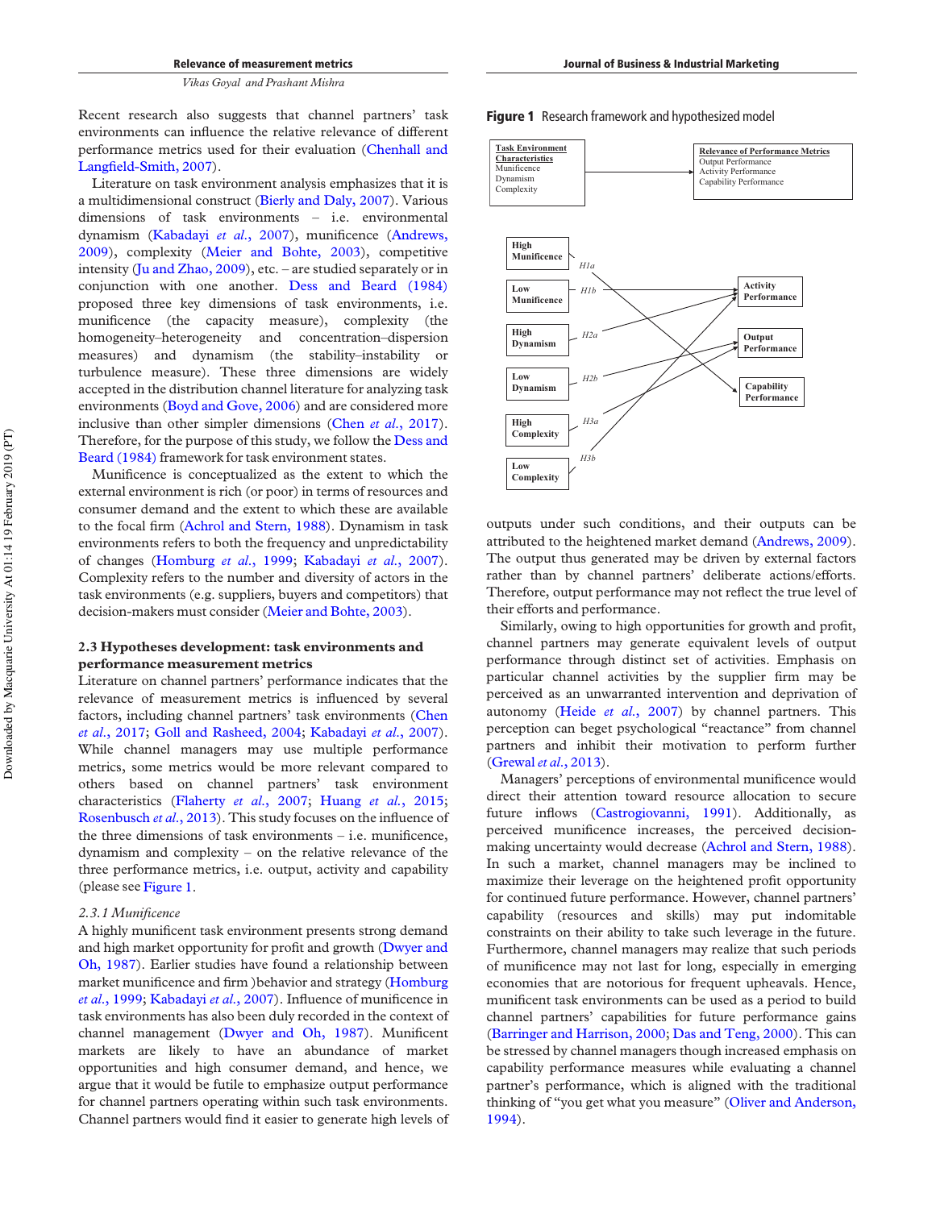Recent research also suggests that channel partners' task environments can influence the relative relevance of different performance metrics used for their evaluation (Chenhall and Langfield-Smith, 2007).

Literature on task environment analysis emphasizes that it is a multidimensional construct (Bierly and Daly, 2007). Various dimensions of task environments – i.e. environmental dynamism (Kabadayi *et al.*, 2007), munificence (Andrews, 2009), complexity (Meier and Bohte, 2003), competitive intensity (Ju and Zhao, 2009), etc. – are studied separately or in conjunction with one another. Dess and Beard (1984) proposed three key dimensions of task environments, i.e. munificence (the capacity measure), complexity (the homogeneity–heterogeneity and concentration–dispersion measures) and dynamism (the stability–instability or turbulence measure). These three dimensions are widely accepted in the distribution channel literature for analyzing task environments (Boyd and Gove, 2006) and are considered more inclusive than other simpler dimensions (Chen *et al.*, 2017). Therefore, for the purpose of this study, we follow the Dess and Beard (1984) framework for task environment states.

Munificence is conceptualized as the extent to which the external environment is rich (or poor) in terms of resources and consumer demand and the extent to which these are available to the focal firm (Achrol and Stern, 1988). Dynamism in task environments refers to both the frequency and unpredictability of changes (Homburg *et al.*, 1999; Kabadayi *et al.*, 2007). Complexity refers to the number and diversity of actors in the task environments (e.g. suppliers, buyers and competitors) that decision-makers must consider (Meier and Bohte, 2003).

### 2.3 Hypotheses development: task environments and performance measurement metrics

Literature on channel partners' performance indicates that the relevance of measurement metrics is influenced by several factors, including channel partners' task environments (Chen *et al.*, 2017; Goll and Rasheed, 2004; Kabadayi *et al.*, 2007). While channel managers may use multiple performance metrics, some metrics would be more relevant compared to others based on channel partners' task environment characteristics (Flaherty *et al.*, 2007; Huang *et al.*, 2015; Rosenbusch *et al.*, 2013). This study focuses on the influence of the three dimensions of task environments – i.e. munificence, dynamism and complexity – on the relative relevance of the three performance metrics, i.e. output, activity and capability (please see Figure 1.

*2.3.1 Munificence*

A highly munificent task environment presents strong demand and high market opportunity for profit and growth (Dwyer and Oh, 1987). Earlier studies have found a relationship between market munificence and firm )behavior and strategy (Homburg *et al.*, 1999; Kabadayi *et al.*, 2007). Influence of munificence in task environments has also been duly recorded in the context of channel management (Dwyer and Oh, 1987). Munificent markets are likely to have an abundance of market opportunities and high consumer demand, and hence, we argue that it would be futile to emphasize output performance for channel partners operating within such task environments. Channel partners would find it easier to generate high levels of outputs under such conditions, and their outputs can be attributed to the heightened market demand (Andrews, 2009). The output thus generated may be driven by external factors rather than by channel partners' deliberate actions/efforts. Therefore, output performance may not reflect the true level of their efforts and performance.

**Figure 1** Research framework and hypothesized model

Similarly, owing to high opportunities for growth and profit, channel partners may generate equivalent levels of output performance through distinct set of activities. Emphasis on particular channel activities by the supplier firm may be perceived as an unwarranted intervention and deprivation of autonomy (Heide *et al.*, 2007) by channel partners. This perception can beget psychological "reactance" from channel partners and inhibit their motivation to perform further (Grewal *et al.*, 2013).

Managers' perceptions of environmental munificence would direct their attention toward resource allocation to secure future inflows (Castrogiovanni, 1991). Additionally, as perceived munificence increases, the perceived decision-making uncertainty would decrease (Achrol and Stern, 1988). In such a market, channel managers may be inclined to maximize their leverage on the heightened profit opportunity for continued future performance. However, channel partners' capability (resources and skills) may put indomitable constraints on their ability to take such leverage in the future. Furthermore, channel managers may realize that such periods of munificence may not last for long, especially in emerging economies that are notorious for frequent upheavals. Hence, munificent task environments can be used as a period to build channel partners' capabilities for future performance gains (Barringer and Harrison, 2000; Das and Teng, 2000). This can be stressed by channel managers though increased emphasis on capability performance measures while evaluating a channel partner's performance, which is aligned with the traditional thinking of "you get what you measure" (Oliver and Anderson, 1994).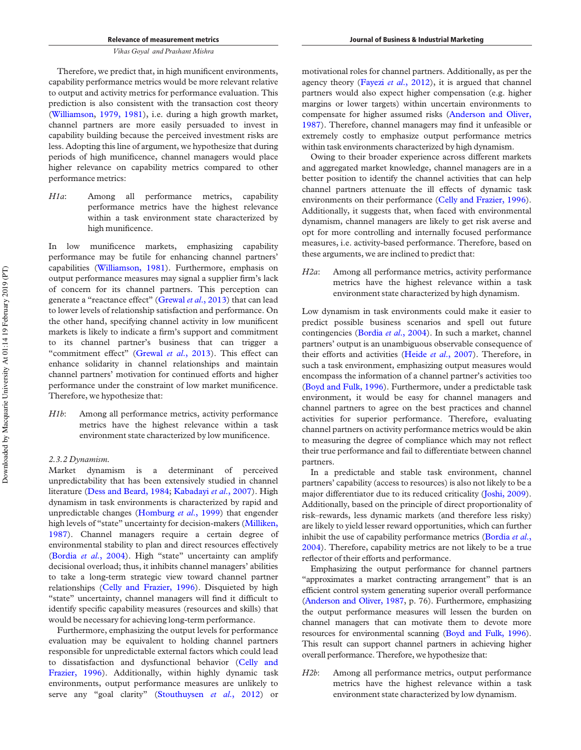Therefore, we predict that, in high munificent environments, capability performance metrics would be more relevant relative to output and activity metrics for performance evaluation. This prediction is also consistent with the transaction cost theory (Williamson, 1979, 1981), i.e. during a high growth market, channel partners are more easily persuaded to invest in capability building because the perceived investment risks are less. Adopting this line of argument, we hypothesize that during periods of high munificence, channel managers would place higher relevance on capability metrics compared to other performance metrics:

*H1a*: Among all performance metrics, capability performance metrics have the highest relevance within a task environment state characterized by high munificence.

In low munificence markets, emphasizing capability performance may be futile for enhancing channel partners' capabilities (Williamson, 1981). Furthermore, emphasis on output performance measures may signal a supplier firm's lack of concern for its channel partners. This perception can generate a "reactance effect" (Grewal *et al.*, 2013) that can lead to lower levels of relationship satisfaction and performance. On the other hand, specifying channel activity in low munificent markets is likely to indicate a firm's support and commitment to its channel partner's business that can trigger a "commitment effect" (Grewal *et al.*, 2013). This effect can enhance solidarity in channel relationships and maintain channel partners' motivation for continued efforts and higher performance under the constraint of low market munificence. Therefore, we hypothesize that:

*H1b*: Among all performance metrics, activity performance metrics have the highest relevance within a task environment state characterized by low munificence.

### 2.3.2 Dynamism.

Market dynamism is a determinant of perceived unpredictability that has been extensively studied in channel literature (Dess and Beard, 1984; Kabadayi *et al.*, 2007). High dynamism in task environments is characterized by rapid and unpredictable changes (Homburg *et al.*, 1999) that engender high levels of "state" uncertainty for decision-makers (Milliken, 1987). Channel managers require a certain degree of environmental stability to plan and direct resources effectively (Bordia *et al.*, 2004). High "state" uncertainty can amplify decisional overload; thus, it inhibits channel managers' abilities to take a long-term strategic view toward channel partner relationships (Celly and Frazier, 1996). Disquieted by high "state" uncertainty, channel managers will find it difficult to identify specific capability measures (resources and skills) that would be necessary for achieving long-term performance.

Furthermore, emphasizing the output levels for performance evaluation may be equivalent to holding channel partners responsible for unpredictable external factors which could lead to dissatisfaction and dysfunctional behavior (Celly and Frazier, 1996). Additionally, within highly dynamic task environments, output performance measures are unlikely to serve any "goal clarity" (Stouthuysen *et al.*, 2012) or motivational roles for channel partners. Additionally, as per the agency theory (Fayezi *et al.*, 2012), it is argued that channel partners would also expect higher compensation (e.g. higher margins or lower targets) within uncertain environments to compensate for higher assumed risks (Anderson and Oliver, 1987). Therefore, channel managers may find it unfeasible or extremely costly to emphasize output performance metrics within task environments characterized by high dynamism.

Owing to their broader experience across different markets and aggregated market knowledge, channel managers are in a better position to identify the channel activities that can help channel partners attenuate the ill effects of dynamic task environments on their performance (Celly and Frazier, 1996). Additionally, it suggests that, when faced with environmental dynamism, channel managers are likely to get risk averse and opt for more controlling and internally focused performance measures, i.e. activity-based performance. Therefore, based on these arguments, we are inclined to predict that:

*H2a*: Among all performance metrics, activity performance metrics have the highest relevance within a task environment state characterized by high dynamism.

Low dynamism in task environments could make it easier to predict possible business scenarios and spell out future contingencies (Bordia *et al.*, 2004). In such a market, channel partners' output is an unambiguous observable consequence of their efforts and activities (Heide *et al.*, 2007). Therefore, in such a task environment, emphasizing output measures would encompass the information of a channel partner's activities too (Boyd and Fulk, 1996). Furthermore, under a predictable task environment, it would be easy for channel managers and channel partners to agree on the best practices and channel activities for superior performance. Therefore, evaluating channel partners on activity performance metrics would be akin to measuring the degree of compliance which may not reflect their true performance and fail to differentiate between channel partners.

In a predictable and stable task environment, channel partners' capability (access to resources) is also not likely to be a major differentiator due to its reduced criticality (Joshi, 2009). Additionally, based on the principle of direct proportionality of risk–rewards, less dynamic markets (and therefore less risky) are likely to yield lesser reward opportunities, which can further inhibit the use of capability performance metrics (Bordia *et al.*, 2004). Therefore, capability metrics are not likely to be a true reflector of their efforts and performance.

Emphasizing the output performance for channel partners "approximates a market contracting arrangement" that is an efficient control system generating superior overall performance (Anderson and Oliver, 1987, p. 76). Furthermore, emphasizing the output performance measures will lessen the burden on channel managers that can motivate them to devote more resources for environmental scanning (Boyd and Fulk, 1996). This result can support channel partners in achieving higher overall performance. Therefore, we hypothesize that:

*H2b*: Among all performance metrics, output performance metrics have the highest relevance within a task environment state characterized by low dynamism.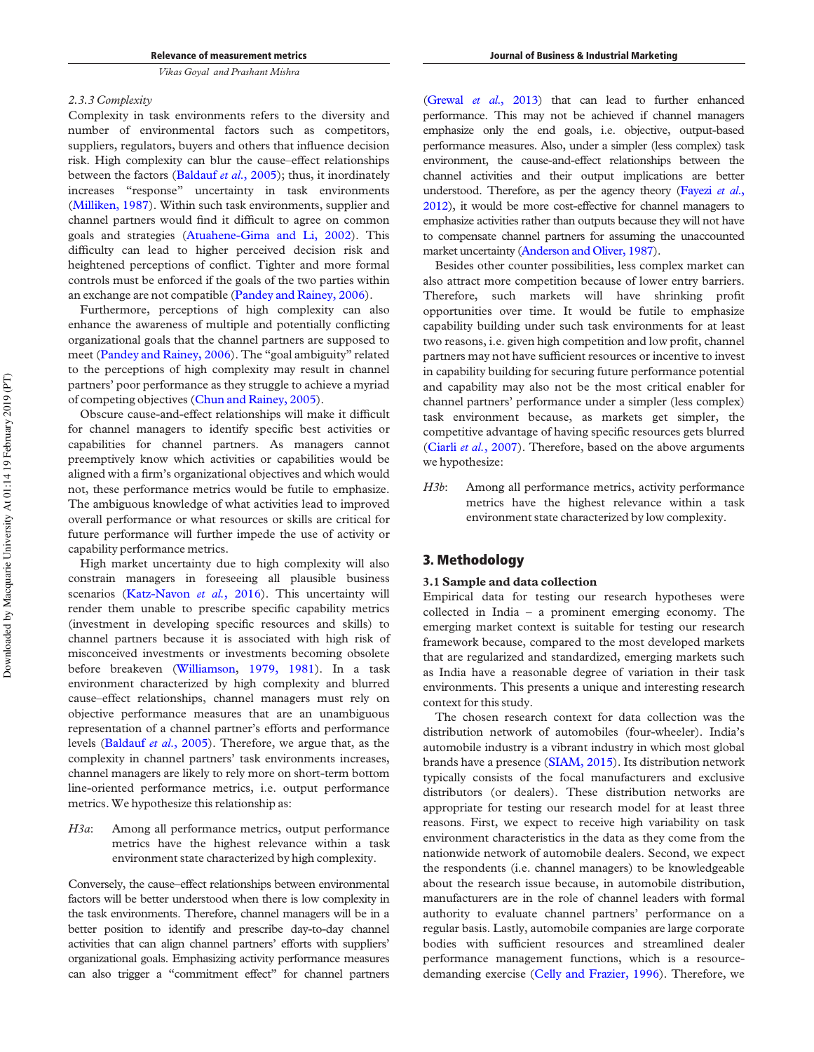### 2.3.3 Complexity

Complexity in task environments refers to the diversity and number of environmental factors such as competitors, suppliers, regulators, buyers and others that influence decision risk. High complexity can blur the cause–effect relationships between the factors (Baldauf *et al.*, 2005); thus, it inordinately increases "response" uncertainty in task environments (Milliken, 1987). Within such task environments, supplier and channel partners would find it difficult to agree on common goals and strategies (Atuahene-Gima and Li, 2002). This difficulty can lead to higher perceived decision risk and heightened perceptions of conflict. Tighter and more formal controls must be enforced if the goals of the two parties within an exchange are not compatible (Pandey and Rainey, 2006).

Furthermore, perceptions of high complexity can also enhance the awareness of multiple and potentially conflicting organizational goals that the channel partners are supposed to meet (Pandey and Rainey, 2006). The "goal ambiguity" related to the perceptions of high complexity may result in channel partners' poor performance as they struggle to achieve a myriad of competing objectives (Chun and Rainey, 2005).

Obscure cause-and-effect relationships will make it difficult for channel managers to identify specific best activities or capabilities for channel partners. As managers cannot preemptively know which activities or capabilities would be aligned with a firm's organizational objectives and which would not, these performance metrics would be futile to emphasize. The ambiguous knowledge of what activities lead to improved overall performance or what resources or skills are critical for future performance will further impede the use of activity or capability performance metrics.

High market uncertainty due to high complexity will also constrain managers in foreseeing all plausible business scenarios (Katz-Navon *et al.*, 2016). This uncertainty will render them unable to prescribe specific capability metrics (investment in developing specific resources and skills) to channel partners because it is associated with high risk of misconceived investments or investments becoming obsolete before breakeven (Williamson, 1979, 1981). In a task environment characterized by high complexity and blurred cause–effect relationships, channel managers must rely on objective performance measures that are an unambiguous representation of a channel partner's efforts and performance levels (Baldauf *et al.*, 2005). Therefore, we argue that, as the complexity in channel partners' task environments increases, channel managers are likely to rely more on short-term bottom line-oriented performance metrics, i.e. output performance metrics. We hypothesize this relationship as:

*H3a*: Among all performance metrics, output performance metrics have the highest relevance within a task environment state characterized by high complexity.

Conversely, the cause–effect relationships between environmental factors will be better understood when there is low complexity in the task environments. Therefore, channel managers will be in a better position to identify and prescribe day-to-day channel activities that can align channel partners' efforts with suppliers' organizational goals. Emphasizing activity performance measures can also trigger a "commitment effect" for channel partners (Grewal *et al.*, 2013) that can lead to further enhanced performance. This may not be achieved if channel managers emphasize only the end goals, i.e. objective, output-based performance measures. Also, under a simpler (less complex) task environment, the cause-and-effect relationships between the channel activities and their output implications are better understood. Therefore, as per the agency theory (Fayezi *et al.*, 2012), it would be more cost-effective for channel managers to emphasize activities rather than outputs because they will not have to compensate channel partners for assuming the unaccounted market uncertainty (Anderson and Oliver, 1987).

Besides other counter possibilities, less complex market can also attract more competition because of lower entry barriers. Therefore, such markets will have shrinking profit opportunities over time. It would be futile to emphasize capability building under such task environments for at least two reasons, i.e. given high competition and low profit, channel partners may not have sufficient resources or incentive to invest in capability building for securing future performance potential and capability may also not be the most critical enabler for channel partners' performance under a simpler (less complex) task environment because, as markets get simpler, the competitive advantage of having specific resources gets blurred (Ciarli *et al.*, 2007). Therefore, based on the above arguments we hypothesize:

*H3b*: Among all performance metrics, activity performance metrics have the highest relevance within a task environment state characterized by low complexity.

## 3. Methodology

### 3.1 Sample and data collection

Empirical data for testing our research hypotheses were collected in India – a prominent emerging economy. The emerging market context is suitable for testing our research framework because, compared to the most developed markets that are regularized and standardized, emerging markets such as India have a reasonable degree of variation in their task environments. This presents a unique and interesting research context for this study.

The chosen research context for data collection was the distribution network of automobiles (four-wheeler). India's automobile industry is a vibrant industry in which most global brands have a presence (SIAM, 2015). Its distribution network typically consists of the focal manufacturers and exclusive distributors (or dealers). These distribution networks are appropriate for testing our research model for at least three reasons. First, we expect to receive high variability on task environment characteristics in the data as they come from the nationwide network of automobile dealers. Second, we expect the respondents (i.e. channel managers) to be knowledgeable about the research issue because, in automobile distribution, manufacturers are in the role of channel leaders with formal authority to evaluate channel partners' performance on a regular basis. Lastly, automobile companies are large corporate bodies with sufficient resources and streamlined dealer performance management functions, which is a resource-demanding exercise (Celly and Frazier, 1996). Therefore, we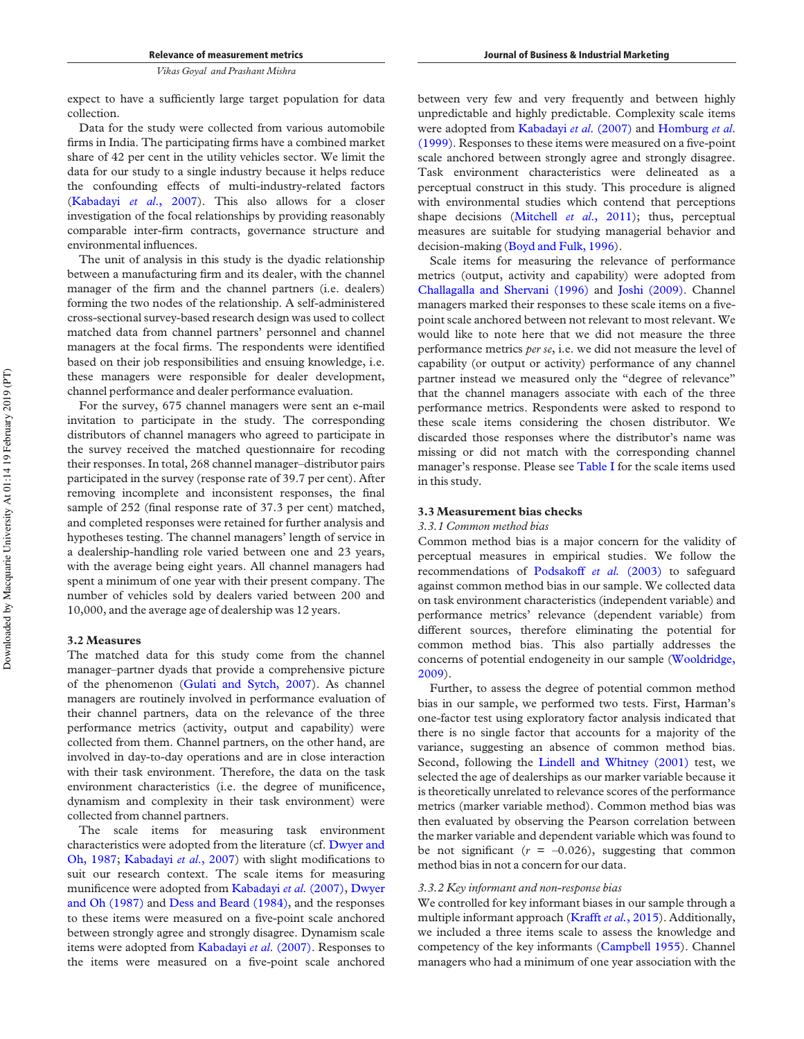expect to have a sufficiently large target population for data collection.

Data for the study were collected from various automobile firms in India. The participating firms have a combined market share of 42 per cent in the utility vehicles sector. We limit the data for our study to a single industry because it helps reduce the confounding effects of multi-industry-related factors (Kabadayi *et al.*, 2007). This also allows for a closer investigation of the focal relationships by providing reasonably comparable inter-firm contracts, governance structure and environmental influences.

The unit of analysis in this study is the dyadic relationship between a manufacturing firm and its dealer, with the channel manager of the firm and the channel partners (i.e. dealers) forming the two nodes of the relationship. A self-administered cross-sectional survey-based research design was used to collect matched data from channel partners' personnel and channel managers at the focal firms. The respondents were identified based on their job responsibilities and ensuing knowledge, i.e. these managers were responsible for dealer development, channel performance and dealer performance evaluation.

For the survey, 675 channel managers were sent an e-mail invitation to participate in the study. The corresponding distributors of channel managers who agreed to participate in the survey received the matched questionnaire for recoding their responses. In total, 268 channel manager–distributor pairs participated in the survey (response rate of 39.7 per cent). After removing incomplete and inconsistent responses, the final sample of 252 (final response rate of 37.3 per cent) matched, and completed responses were retained for further analysis and hypotheses testing. The channel managers' length of service in a dealership-handling role varied between one and 23 years, with the average being eight years. All channel managers had spent a minimum of one year with their present company. The number of vehicles sold by dealers varied between 200 and 10,000, and the average age of dealership was 12 years.

## 3.2 Measures

The matched data for this study come from the channel manager–partner dyads that provide a comprehensive picture of the phenomenon (Gulati and Sytch, 2007). As channel managers are routinely involved in performance evaluation of their channel partners, data on the relevance of the three performance metrics (activity, output and capability) were collected from them. Channel partners, on the other hand, are involved in day-to-day operations and are in close interaction with their task environment. Therefore, the data on the task environment characteristics (i.e. the degree of munificence, dynamism and complexity in their task environment) were collected from channel partners.

The scale items for measuring task environment characteristics were adopted from the literature (cf. Dwyer and Oh, 1987; Kabadayi *et al.*, 2007) with slight modifications to suit our research context. The scale items for measuring munificence were adopted from Kabadayi *et al.* (2007), Dwyer and Oh (1987) and Dess and Beard (1984), and the responses to these items were measured on a five-point scale anchored between strongly agree and strongly disagree. Dynamism scale items were adopted from Kabadayi *et al.* (2007). Responses to the items were measured on a five-point scale anchored between very few and very frequently and between highly unpredictable and highly predictable. Complexity scale items were adopted from Kabadayi *et al.* (2007) and Homburg *et al.* (1999). Responses to these items were measured on a five-point scale anchored between strongly agree and strongly disagree. Task environment characteristics were delineated as a perceptual construct in this study. This procedure is aligned with environmental studies which contend that perceptions shape decisions (Mitchell *et al.*, 2011); thus, perceptual measures are suitable for studying managerial behavior and decision-making (Boyd and Fulk, 1996).

Scale items for measuring the relevance of performance metrics (output, activity and capability) were adopted from Challagalla and Shervani (1996) and Joshi (2009). Channel managers marked their responses to these scale items on a five-point scale anchored between not relevant to most relevant. We would like to note here that we did not measure the three performance metrics *per se*, i.e. we did not measure the level of capability (or output or activity) performance of any channel partner instead we measured only the "degree of relevance" that the channel managers associate with each of the three performance metrics. Respondents were asked to respond to these scale items considering the chosen distributor. We discarded those responses where the distributor's name was missing or did not match with the corresponding channel manager's response. Please see Table I for the scale items used in this study.

## 3.3 Measurement bias checks

### *3.3.1 Common method bias*

Common method bias is a major concern for the validity of perceptual measures in empirical studies. We follow the recommendations of Podsakoff *et al.* (2003) to safeguard against common method bias in our sample. We collected data on task environment characteristics (independent variable) and performance metrics' relevance (dependent variable) from different sources, therefore eliminating the potential for common method bias. This also partially addresses the concerns of potential endogeneity in our sample (Wooldridge, 2009).

Further, to assess the degree of potential common method bias in our sample, we performed two tests. First, Harman's one-factor test using exploratory factor analysis indicated that there is no single factor that accounts for a majority of the variance, suggesting an absence of common method bias. Second, following the Lindell and Whitney (2001) test, we selected the age of dealerships as our marker variable because it is theoretically unrelated to relevance scores of the performance metrics (marker variable method). Common method bias was then evaluated by observing the Pearson correlation between the marker variable and dependent variable which was found to be not significant ($r = -0.026$), suggesting that common method bias in not a concern for our data.

### *3.3.2 Key informant and non-response bias*

We controlled for key informant biases in our sample through a multiple informant approach (Krafft *et al.*, 2015). Additionally, we included a three items scale to assess the knowledge and competency of the key informants (Campbell 1955). Channel managers who had a minimum of one year association with the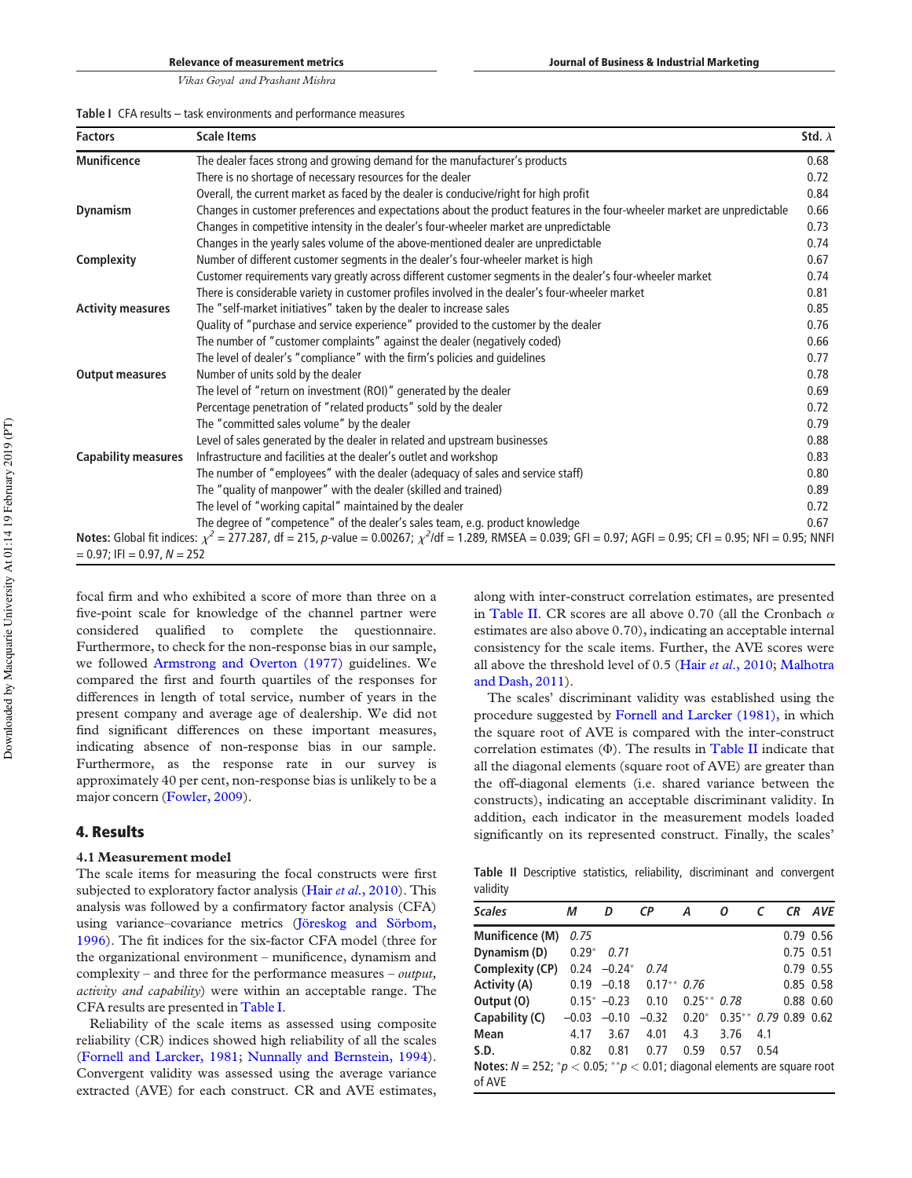Table I CFA results – task environments and performance measures

| Factors | Scale Items | Std. $\lambda$ |
|---|---|---|
| **Munificence** | The dealer faces strong and growing demand for the manufacturer's products | 0.68 |
| | There is no shortage of necessary resources for the dealer | 0.72 |
| | Overall, the current market as faced by the dealer is conducive/right for high profit | 0.84 |
| **Dynamism** | Changes in customer preferences and expectations about the product features in the four-wheeler market are unpredictable | 0.66 |
| | Changes in competitive intensity in the dealer's four-wheeler market are unpredictable | 0.73 |
| | Changes in the yearly sales volume of the above-mentioned dealer are unpredictable | 0.74 |
| **Complexity** | Number of different customer segments in the dealer's four-wheeler market is high | 0.67 |
| | Customer requirements vary greatly across different customer segments in the dealer's four-wheeler market | 0.74 |
| | There is considerable variety in customer profiles involved in the dealer's four-wheeler market | 0.81 |
| **Activity measures** | The "self-market initiatives" taken by the dealer to increase sales | 0.85 |
| | Quality of "purchase and service experience" provided to the customer by the dealer | 0.76 |
| | The number of "customer complaints" against the dealer (negatively coded) | 0.66 |
| | The level of dealer's "compliance" with the firm's policies and guidelines | 0.77 |
| **Output measures** | Number of units sold by the dealer | 0.78 |
| | The level of "return on investment (ROI)" generated by the dealer | 0.69 |
| | Percentage penetration of "related products" sold by the dealer | 0.72 |
| | The "committed sales volume" by the dealer | 0.79 |
| | Level of sales generated by the dealer in related and upstream businesses | 0.88 |
| **Capability measures** | Infrastructure and facilities at the dealer's outlet and workshop | 0.83 |
| | The number of "employees" with the dealer (adequacy of sales and service staff) | 0.80 |
| | The "quality of manpower" with the dealer (skilled and trained) | 0.89 |
| | The level of "working capital" maintained by the dealer | 0.72 |
| | The degree of "competence" of the dealer's sales team, e.g. product knowledge | 0.67 |

**Notes:** Global fit indices: $\chi^2$ = 277.287, df = 215, *p*-value = 0.00267; $\chi^2$/df = 1.289, RMSEA = 0.039; GFI = 0.97; AGFI = 0.95; CFI = 0.95; NFI = 0.95; NNFI = 0.97; IFI = 0.97, *N* = 252

focal firm and who exhibited a score of more than three on a five-point scale for knowledge of the channel partner were considered qualified to complete the questionnaire. Furthermore, to check for the non-response bias in our sample, we followed Armstrong and Overton (1977) guidelines. We compared the first and fourth quartiles of the responses for differences in length of total service, number of years in the present company and average age of dealership. We did not find significant differences on these important measures, indicating absence of non-response bias in our sample. Furthermore, as the response rate in our survey is approximately 40 per cent, non-response bias is unlikely to be a major concern (Fowler, 2009).

## 4. Results

### 4.1 Measurement model

The scale items for measuring the focal constructs were first subjected to exploratory factor analysis (Hair *et al.*, 2010). This analysis was followed by a confirmatory factor analysis (CFA) using variance–covariance metrics (Jöreskog and Sörbom, 1996). The fit indices for the six-factor CFA model (three for the organizational environment – munificence, dynamism and complexity – and three for the performance measures – *output, activity and capability*) were within an acceptable range. The CFA results are presented in Table I.

Reliability of the scale items as assessed using composite reliability (CR) indices showed high reliability of all the scales (Fornell and Larcker, 1981; Nunnally and Bernstein, 1994). Convergent validity was assessed using the average variance extracted (AVE) for each construct. CR and AVE estimates, along with inter-construct correlation estimates, are presented in Table II. CR scores are all above 0.70 (all the Cronbach $\alpha$ estimates are also above 0.70), indicating an acceptable internal consistency for the scale items. Further, the AVE scores were all above the threshold level of 0.5 (Hair *et al.*, 2010; Malhotra and Dash, 2011).

The scales' discriminant validity was established using the procedure suggested by Fornell and Larcker (1981), in which the square root of AVE is compared with the inter-construct correlation estimates ($\Phi$). The results in Table II indicate that all the diagonal elements (square root of AVE) are greater than the off-diagonal elements (i.e. shared variance between the constructs), indicating an acceptable discriminant validity. In addition, each indicator in the measurement models loaded significantly on its represented construct. Finally, the scales'

Table II Descriptive statistics, reliability, discriminant and convergent validity

| Scales | M | D | CP | A | O | C | CR | AVE |
|---|---|---|---|---|---|---|---|---|
| **Munificence (M)** | *0.75* | | | | | | 0.79 | 0.56 |
| **Dynamism (D)** | 0.29* | *0.71* | | | | | 0.75 | 0.51 |
| **Complexity (CP)** | 0.24 | −0.24* | *0.74* | | | | 0.79 | 0.55 |
| **Activity (A)** | 0.19 | −0.18 | 0.17** | *0.76* | | | 0.85 | 0.58 |
| **Output (O)** | 0.15* | −0.23 | 0.10 | 0.25** | *0.78* | | 0.88 | 0.60 |
| **Capability (C)** | −0.03 | −0.10 | −0.32 | 0.20* | 0.35** | *0.79* | 0.89 | 0.62 |
| **Mean** | 4.17 | 3.67 | 4.01 | 4.3 | 3.76 | 4.1 | | |
| **S.D.** | 0.82 | 0.81 | 0.77 | 0.59 | 0.57 | 0.54 | | |

**Notes:** *N* = 252; *$p < 0.05$; **$p < 0.01$; diagonal elements are square root of AVE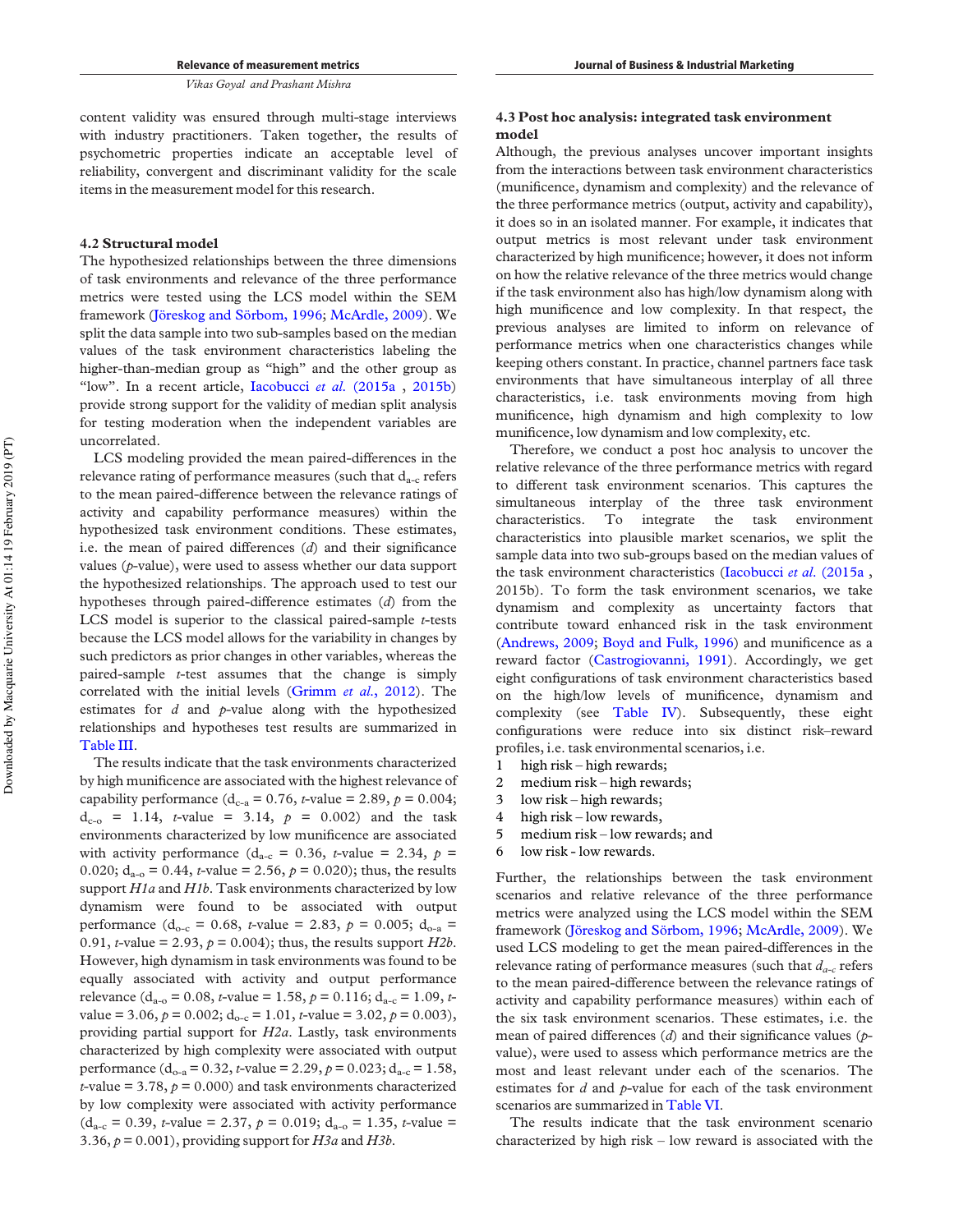content validity was ensured through multi-stage interviews with industry practitioners. Taken together, the results of psychometric properties indicate an acceptable level of reliability, convergent and discriminant validity for the scale items in the measurement model for this research.

### 4.2 Structural model

The hypothesized relationships between the three dimensions of the task environments and relevance of the three performance metrics were tested using the LCS model within the SEM framework (Jöreskog and Sörbom, 1996; McArdle, 2009). We split the data sample into two sub-samples based on the median values of the task environment characteristics labeling the higher-than-median group as "high" and the other group as "low". In a recent article, Iacobucci *et al.* (2015a , 2015b) provide strong support for the validity of median split analysis for testing moderation when the independent variables are uncorrelated.

LCS modeling provided the mean paired-differences in the relevance rating of performance measures (such that $d_{a-c}$ refers to the mean paired-difference between the relevance ratings of activity and capability performance measures) within the hypothesized task environment conditions. These estimates, i.e. the mean of paired differences (*d*) and their significance values (*p*-value), were used to assess whether our data support the hypothesized relationships. The approach used to test our hypotheses through paired-difference estimates (*d*) from the LCS model is superior to the classical paired-sample *t*-tests because the LCS model allows for the variability in changes by such predictors as prior changes in other variables, whereas the paired-sample *t*-test assumes that the change is simply correlated with the initial levels (Grimm *et al.*, 2012). The estimates for *d* and *p*-value along with the hypothesized relationships and hypotheses test results are summarized in Table III.

The results indicate that the task environments characterized by high munificence are associated with the highest relevance of capability performance ($d_{c-a}$ = 0.76, *t*-value = 2.89, $p$ = 0.004; $d_{c-o}$ = 1.14, *t*-value = 3.14, $p$ = 0.002) and the task environments characterized by low munificence are associated with activity performance ($d_{a-c}$ = 0.36, *t*-value = 2.34, $p$ = 0.020; $d_{a-o}$ = 0.44, *t*-value = 2.56, $p$ = 0.020); thus, the results support *H1a* and *H1b*. Task environments characterized by low dynamism were found to be associated with output performance ($d_{o-c}$ = 0.68, *t*-value = 2.83, $p$ = 0.005; $d_{o-a}$ = 0.91, *t*-value = 2.93, $p$ = 0.004); thus, the results support *H2b*. However, high dynamism in task environments was found to be equally associated with activity and output performance relevance ($d_{a-o}$ = 0.08, *t*-value = 1.58, $p$ = 0.116; $d_{a-c}$ = 1.09, *t*-value = 3.06, $p$ = 0.002; $d_{o-c}$ = 1.01, *t*-value = 3.02, $p$ = 0.003), providing partial support for *H2a*. Lastly, task environments characterized by high complexity were associated with output performance ($d_{o-a}$ = 0.32, *t*-value = 2.29, $p$ = 0.023; $d_{a-c}$ = 1.58, *t*-value = 3.78, $p$ = 0.000) and task environments characterized by low complexity were associated with activity performance ($d_{a-c}$ = 0.39, *t*-value = 2.37, $p$ = 0.019; $d_{a-o}$ = 1.35, *t*-value = 3.36, $p$ = 0.001), providing support for *H3a* and *H3b*.

### 4.3 Post hoc analysis: integrated task environment model

Although, the previous analyses uncover important insights from the interactions between task environment characteristics (munificence, dynamism and complexity) and the relevance of the three performance metrics (output, activity and capability), it does so in an isolated manner. For example, it indicates that output metrics is most relevant under task environment characterized by high munificence; however, it does not inform on how the relative relevance of the three metrics would change if the task environment also has high/low dynamism along with high munificence and low complexity. In that respect, the previous analyses are limited to inform on relevance of performance metrics when one characteristics changes while keeping others constant. In practice, channel partners face task environments that have simultaneous interplay of all three characteristics, i.e. task environments moving from high munificence, high dynamism and high complexity to low munificence, low dynamism and low complexity, etc.

Therefore, we conduct a post hoc analysis to uncover the relative relevance of the three performance metrics with regard to different task environment scenarios. This captures the simultaneous interplay of the three task environment characteristics. To integrate the task environment characteristics into plausible market scenarios, we split the sample data into two sub-groups based on the median values of the task environment characteristics (Iacobucci *et al.* (2015a , 2015b). To form the task environment scenarios, we take dynamism and complexity as uncertainty factors that contribute toward enhanced risk in the task environment (Andrews, 2009; Boyd and Fulk, 1996) and munificence as a reward factor (Castrogiovanni, 1991). Accordingly, we get eight configurations of task environment characteristics based on the high/low levels of munificence, dynamism and complexity (see Table IV). Subsequently, these eight configurations were reduce into six distinct risk–reward profiles, i.e. task environmental scenarios, i.e.

1. high risk – high rewards;
2. medium risk – high rewards;
3. low risk – high rewards;
4. high risk – low rewards,
5. medium risk – low rewards; and
6. low risk - low rewards.

Further, the relationships between the task environment scenarios and relative relevance of the three performance metrics were analyzed using the LCS model within the SEM framework (Jöreskog and Sörbom, 1996; McArdle, 2009). We used LCS modeling to get the mean paired-differences in the relevance rating of performance measures (such that $d_{a-c}$ refers to the mean paired-difference between the relevance ratings of activity and capability performance measures) within each of the six task environment scenarios. These estimates, i.e. the mean of paired differences (*d*) and their significance values (*p*-value), were used to assess which performance metrics are the most and least relevant under each of the scenarios. The estimates for *d* and *p*-value for each of the task environment scenarios are summarized in Table VI.

The results indicate that the task environment scenario characterized by high risk – low reward is associated with the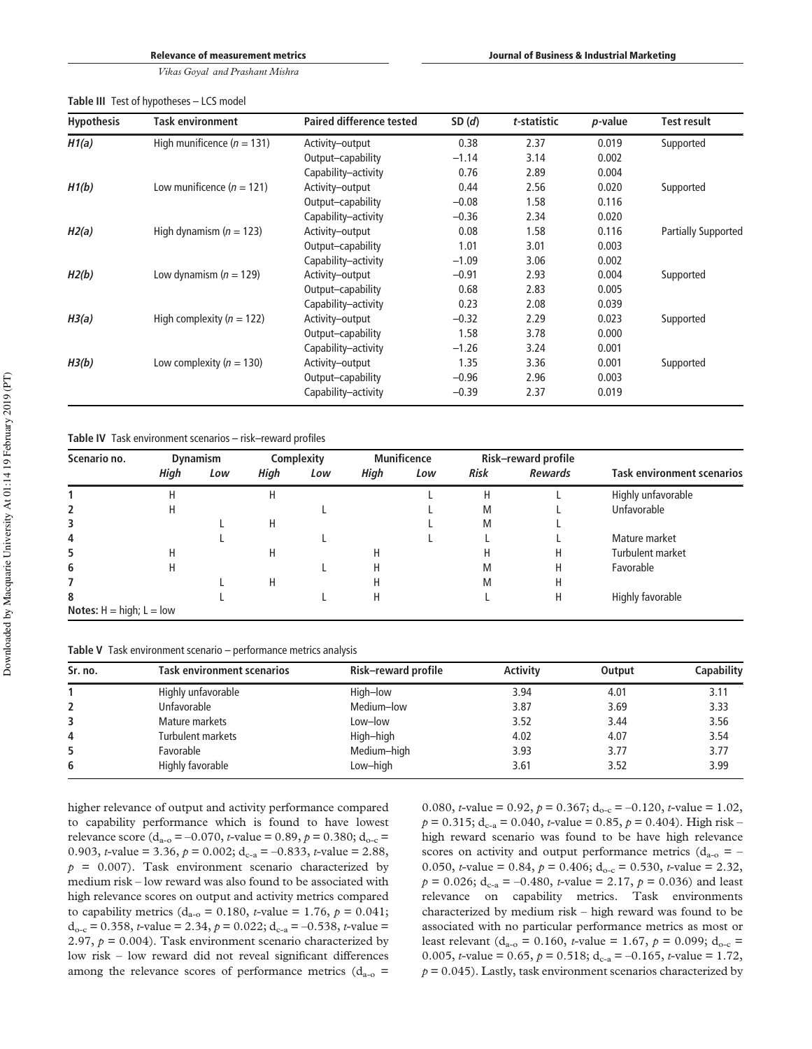**Table III** Test of hypotheses – LCS model

| Hypothesis | Task environment | Paired difference tested | SD (*d*) | *t*-statistic | *p*-value | Test result |
|---|---|---|---|---|---|---|
| *H1(a)* | High munificence (*n* = 131) | Activity–output | 0.38 | 2.37 | 0.019 | Supported |
| | | Output–capability | −1.14 | 3.14 | 0.002 | |
| | | Capability–activity | 0.76 | 2.89 | 0.004 | |
| *H1(b)* | Low munificence (*n* = 121) | Activity–output | 0.44 | 2.56 | 0.020 | Supported |
| | | Output–capability | −0.08 | 1.58 | 0.116 | |
| | | Capability–activity | −0.36 | 2.34 | 0.020 | |
| *H2(a)* | High dynamism (*n* = 123) | Activity–output | 0.08 | 1.58 | 0.116 | Partially Supported |
| | | Output–capability | 1.01 | 3.01 | 0.003 | |
| | | Capability–activity | −1.09 | 3.06 | 0.002 | |
| *H2(b)* | Low dynamism (*n* = 129) | Activity–output | −0.91 | 2.93 | 0.004 | Supported |
| | | Output–capability | 0.68 | 2.83 | 0.005 | |
| | | Capability–activity | 0.23 | 2.08 | 0.039 | |
| *H3(a)* | High complexity (*n* = 122) | Activity–output | −0.32 | 2.29 | 0.023 | Supported |
| | | Output–capability | 1.58 | 3.78 | 0.000 | |
| | | Capability–activity | −1.26 | 3.24 | 0.001 | |
| *H3(b)* | Low complexity (*n* = 130) | Activity–output | 1.35 | 3.36 | 0.001 | Supported |
| | | Output–capability | −0.96 | 2.96 | 0.003 | |
| | | Capability–activity | −0.39 | 2.37 | 0.019 | |

**Table IV** Task environment scenarios – risk–reward profiles

| Scenario no. | Dynamism | | Complexity | | Munificence | | Risk–reward profile | | Task environment scenarios |
|---|---|---|---|---|---|---|---|---|---|
| | *High* | *Low* | *High* | *Low* | *High* | *Low* | *Risk* | *Rewards* | |
| 1 | H | | H | | | L | H | L | Highly unfavorable |
| 2 | H | | | L | | L | M | L | Unfavorable |
| 3 | | L | H | | | L | M | L | |
| 4 | | L | | L | | L | L | L | Mature market |
| 5 | H | | H | | H | | H | H | Turbulent market |
| 6 | H | | | L | H | | M | H | Favorable |
| 7 | | L | H | | H | | M | H | |
| 8 | | L | | L | H | | L | H | Highly favorable |

**Notes:** H = high; L = low

**Table V** Task environment scenario – performance metrics analysis

| Sr. no. | Task environment scenarios | Risk–reward profile | Activity | Output | Capability |
|---|---|---|---|---|---|
| 1 | Highly unfavorable | High–low | 3.94 | 4.01 | 3.11 |
| 2 | Unfavorable | Medium–low | 3.87 | 3.69 | 3.33 |
| 3 | Mature markets | Low–low | 3.52 | 3.44 | 3.56 |
| 4 | Turbulent markets | High–high | 4.02 | 4.07 | 3.54 |
| 5 | Favorable | Medium–high | 3.93 | 3.77 | 3.77 |
| 6 | Highly favorable | Low–high | 3.61 | 3.52 | 3.99 |

higher relevance of output and activity performance compared to capability performance which is found to have lowest relevance score ($d_{a\text{-}o}$ = –0.070, *t*-value = 0.89, $p$ = 0.380; $d_{o\text{-}c}$ = 0.903, *t*-value = 3.36, $p$ = 0.002; $d_{c\text{-}a}$ = –0.833, *t*-value = 2.88, $p$ = 0.007). Task environment scenario characterized by medium risk – low reward was also found to be associated with high relevance scores on output and activity metrics compared to capability metrics ($d_{a\text{-}o}$ = 0.180, *t*-value = 1.76, $p$ = 0.041; $d_{o\text{-}c}$ = 0.358, *t*-value = 2.34, $p$ = 0.022; $d_{c\text{-}a}$ = –0.538, *t*-value = 2.97, $p$ = 0.004). Task environment scenario characterized by low risk – low reward did not reveal significant differences among the relevance scores of performance metrics ($d_{a\text{-}o}$ = 0.080, *t*-value = 0.92, $p$ = 0.367; $d_{o\text{-}c}$ = –0.120, *t*-value = 1.02, $p$ = 0.315; $d_{c\text{-}a}$ = 0.040, *t*-value = 0.85, $p$ = 0.404). High risk – high reward scenario was found to be have high relevance scores on activity and output performance metrics ($d_{a\text{-}o}$ = –0.050, *t*-value = 0.84, $p$ = 0.406; $d_{o\text{-}c}$ = 0.530, *t*-value = 2.32, $p$ = 0.026; $d_{c\text{-}a}$ = –0.480, *t*-value = 2.17, $p$ = 0.036) and least relevance on capability metrics. Task environments characterized by medium risk – high reward was found to be associated with no particular performance metrics as most or least relevant ($d_{a\text{-}o}$ = 0.160, *t*-value = 1.67, $p$ = 0.099; $d_{o\text{-}c}$ = 0.005, *t*-value = 0.65, $p$ = 0.518; $d_{c\text{-}a}$ = –0.165, *t*-value = 1.72, $p$ = 0.045). Lastly, task environment scenarios characterized by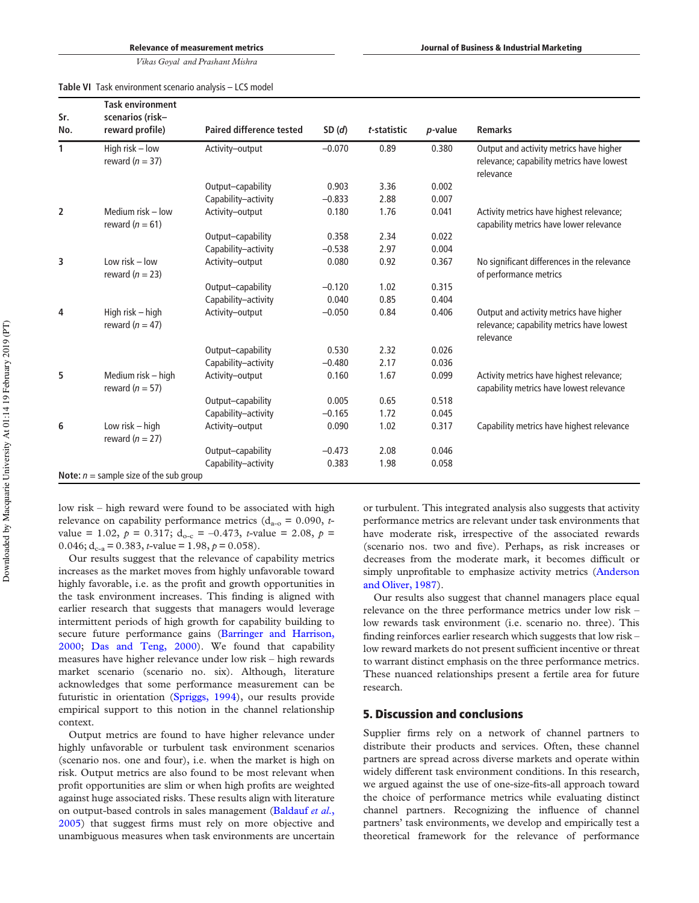**Table VI** Task environment scenario analysis – LCS model

| Sr. No. | Task environment scenarios (risk–reward profile) | Paired difference tested | SD (*d*) | *t*-statistic | *p*-value | Remarks |
|---|---|---|---|---|---|---|
| 1 | High risk – low reward ($n = 37$) | Activity–output | −0.070 | 0.89 | 0.380 | Output and activity metrics have higher relevance; capability metrics have lowest relevance |
| | | Output–capability | 0.903 | 3.36 | 0.002 | |
| | | Capability–activity | −0.833 | 2.88 | 0.007 | |
| 2 | Medium risk – low reward ($n = 61$) | Activity–output | 0.180 | 1.76 | 0.041 | Activity metrics have highest relevance; capability metrics have lower relevance |
| | | Output–capability | 0.358 | 2.34 | 0.022 | |
| | | Capability–activity | −0.538 | 2.97 | 0.004 | |
| 3 | Low risk – low reward ($n = 23$) | Activity–output | 0.080 | 0.92 | 0.367 | No significant differences in the relevance of performance metrics |
| | | Output–capability | −0.120 | 1.02 | 0.315 | |
| | | Capability–activity | 0.040 | 0.85 | 0.404 | |
| 4 | High risk – high reward ($n = 47$) | Activity–output | −0.050 | 0.84 | 0.406 | Output and activity metrics have higher relevance; capability metrics have lowest relevance |
| | | Output–capability | 0.530 | 2.32 | 0.026 | |
| | | Capability–activity | −0.480 | 2.17 | 0.036 | |
| 5 | Medium risk – high reward ($n = 57$) | Activity–output | 0.160 | 1.67 | 0.099 | Activity metrics have highest relevance; capability metrics have lowest relevance |
| | | Output–capability | 0.005 | 0.65 | 0.518 | |
| | | Capability–activity | −0.165 | 1.72 | 0.045 | |
| 6 | Low risk – high reward ($n = 27$) | Activity–output | 0.090 | 1.02 | 0.317 | Capability metrics have highest relevance |
| | | Output–capability | −0.473 | 2.08 | 0.046 | |
| | | Capability–activity | 0.383 | 1.98 | 0.058 | |

**Note:** $n$ = sample size of the sub group

low risk – high reward were found to be associated with high relevance on capability performance metrics ($d_{a\text{-}o} = 0.090$, $t$-value = 1.02, $p = 0.317$; $d_{o\text{-}c} = -0.473$, $t$-value = 2.08, $p = 0.046$; $d_{c\text{-}a} = 0.383$, $t$-value = 1.98, $p = 0.058$).

Our results suggest that the relevance of capability metrics increases as the market moves from highly unfavorable toward highly favorable, i.e. as the profit and growth opportunities in the task environment increases. This finding is aligned with earlier research that suggests that managers would leverage intermittent periods of high growth for capability building to secure future performance gains (Barringer and Harrison, 2000; Das and Teng, 2000). We found that capability measures have higher relevance under low risk – high rewards market scenario (scenario no. six). Although, literature acknowledges that some performance measurement can be futuristic in orientation (Spriggs, 1994), our results provide empirical support to this notion in the channel relationship context.

Output metrics are found to have higher relevance under highly unfavorable or turbulent task environment scenarios (scenario nos. one and four), i.e. when the market is high on risk. Output metrics are also found to be most relevant when profit opportunities are slim or when high profits are weighted against huge associated risks. These results align with literature on output-based controls in sales management (Baldauf *et al.*, 2005) that suggest firms must rely on more objective and unambiguous measures when task environments are uncertain or turbulent. This integrated analysis also suggests that activity performance metrics are relevant under task environments that have moderate risk, irrespective of the associated rewards (scenario nos. two and five). Perhaps, as risk increases or decreases from the moderate mark, it becomes difficult or simply unprofitable to emphasize activity metrics (Anderson and Oliver, 1987).

Our results also suggest that channel managers place equal relevance on the three performance metrics under low risk – low rewards task environment (i.e. scenario no. three). This finding reinforces earlier research which suggests that low risk – low reward markets do not present sufficient incentive or threat to warrant distinct emphasis on the three performance metrics. These nuanced relationships present a fertile area for future research.

## 5. Discussion and conclusions

Supplier firms rely on a network of channel partners to distribute their products and services. Often, these channel partners are spread across diverse markets and operate within widely different task environment conditions. In this research, we argued against the use of one-size-fits-all approach toward the choice of performance metrics while evaluating distinct channel partners. Recognizing the influence of channel partners' task environments, we develop and empirically test a theoretical framework for the relevance of performance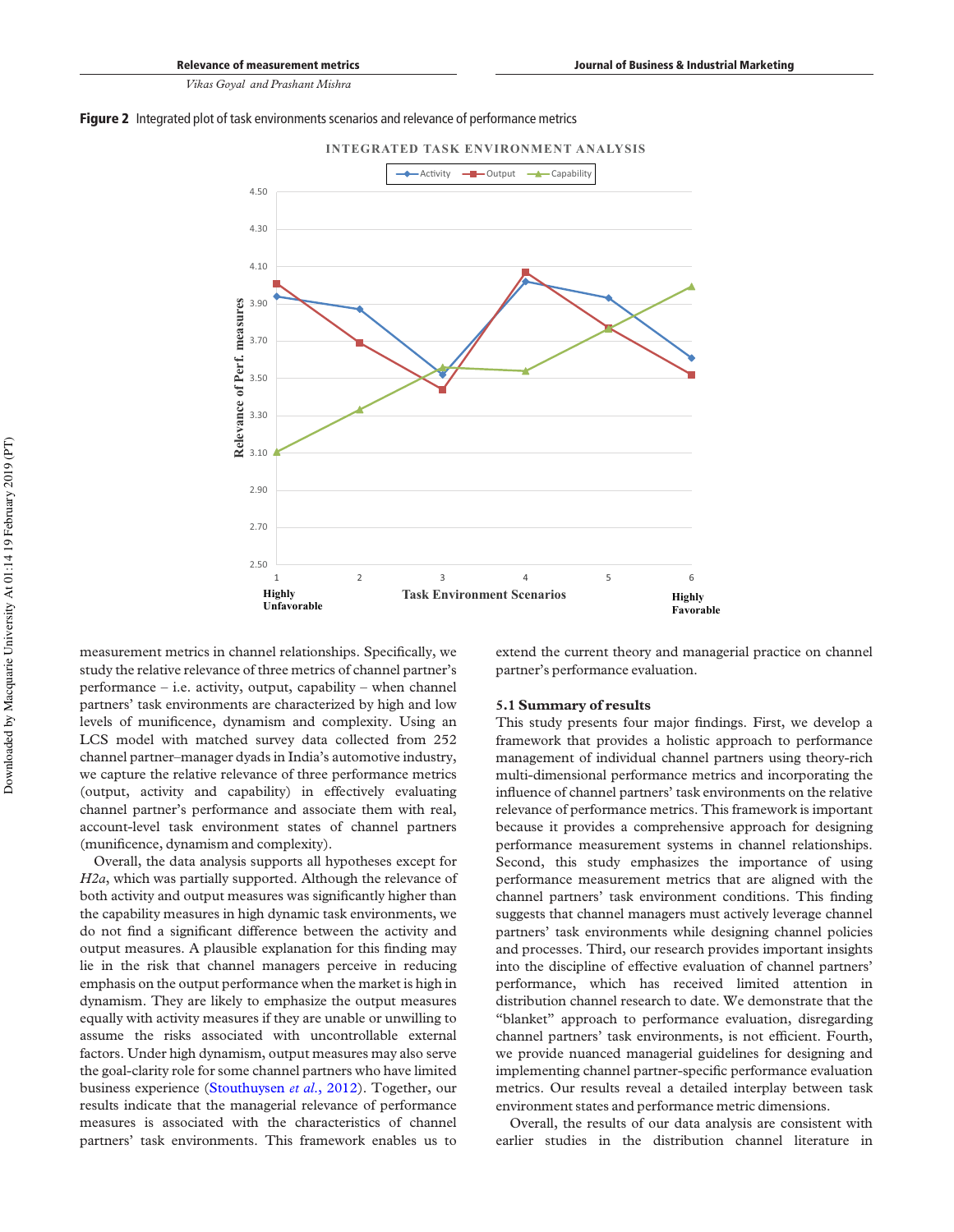**Figure 2** Integrated plot of task environments scenarios and relevance of performance metrics

measurement metrics in channel relationships. Specifically, we study the relative relevance of three metrics of channel partner's performance – i.e. activity, output, capability – when channel partners' task environments are characterized by high and low levels of munificence, dynamism and complexity. Using an LCS model with matched survey data collected from 252 channel partner–manager dyads in India's automotive industry, we capture the relative relevance of three performance metrics (output, activity and capability) in effectively evaluating channel partner's performance and associate them with real, account-level task environment states of channel partners (munificence, dynamism and complexity).

Overall, the data analysis supports all hypotheses except for *H2a*, which was partially supported. Although the relevance of both activity and output measures was significantly higher than the capability measures in high dynamic task environments, we do not find a significant difference between the activity and output measures. A plausible explanation for this finding may lie in the risk that channel managers perceive in reducing emphasis on the output performance when the market is high in dynamism. They are likely to emphasize the output measures equally with activity measures if they are unable or unwilling to assume the risks associated with uncontrollable external factors. Under high dynamism, output measures may also serve the goal-clarity role for some channel partners who have limited business experience (Stouthuysen *et al.*, 2012). Together, our results indicate that the managerial relevance of performance measures is associated with the characteristics of channel partners' task environments. This framework enables us to extend the current theory and managerial practice on channel partner's performance evaluation.

### 5.1 Summary of results

This study presents four major findings. First, we develop a framework that provides a holistic approach to performance management of individual channel partners using theory-rich multi-dimensional performance metrics and incorporating the influence of channel partners' task environments on the relative relevance of performance metrics. This framework is important because it provides a comprehensive approach for designing performance measurement systems in channel relationships. Second, this study emphasizes the importance of using performance measurement metrics that are aligned with the channel partners' task environment conditions. This finding suggests that channel managers must actively leverage channel partners' task environments while designing channel policies and processes. Third, our research provides important insights into the discipline of effective evaluation of channel partners' performance, which has received limited attention in distribution channel research to date. We demonstrate that the "blanket" approach to performance evaluation, disregarding channel partners' task environments, is not efficient. Fourth, we provide nuanced managerial guidelines for designing and implementing channel partner-specific performance evaluation metrics. Our results reveal a detailed interplay between task environment states and performance metric dimensions.

Overall, the results of our data analysis are consistent with earlier studies in the distribution channel literature in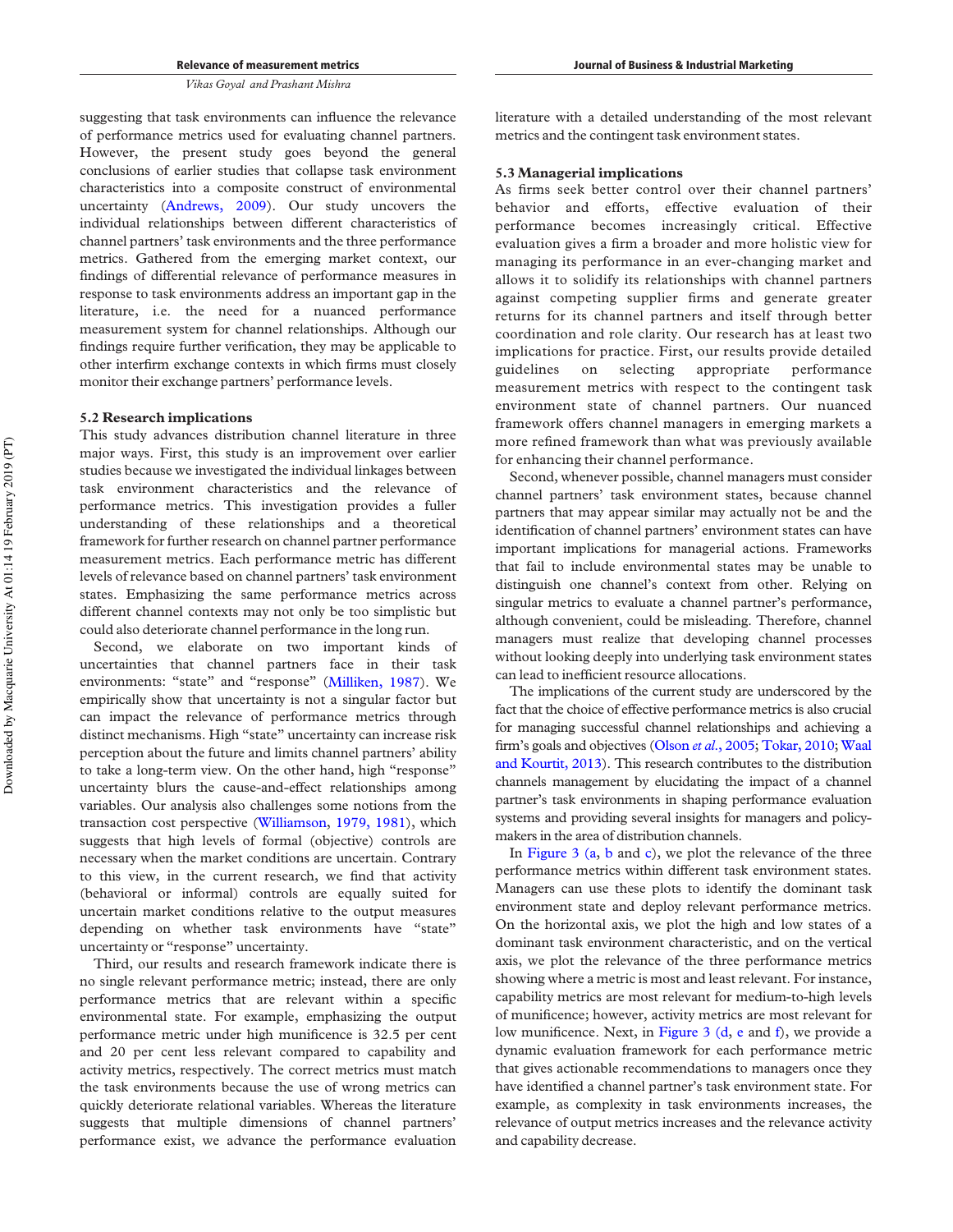suggesting that task environments can influence the relevance of performance metrics used for evaluating channel partners. However, the present study goes beyond the general conclusions of earlier studies that collapse task environment characteristics into a composite construct of environmental uncertainty (Andrews, 2009). Our study uncovers the individual relationships between different characteristics of channel partners' task environments and the three performance metrics. Gathered from the emerging market context, our findings of differential relevance of performance measures in response to task environments address an important gap in the literature, i.e. the need for a nuanced performance measurement system for channel relationships. Although our findings require further verification, they may be applicable to other interfirm exchange contexts in which firms must closely monitor their exchange partners' performance levels.

### 5.2 Research implications

This study advances distribution channel literature in three major ways. First, this study is an improvement over earlier studies because we investigated the individual linkages between task environment characteristics and the relevance of performance metrics. This investigation provides a fuller understanding of these relationships and a theoretical framework for further research on channel partner performance measurement metrics. Each performance metric has different levels of relevance based on channel partners' task environment states. Emphasizing the same performance metrics across different channel contexts may not only be too simplistic but could also deteriorate channel performance in the long run.

Second, we elaborate on two important kinds of uncertainties that channel partners face in their task environments: "state" and "response" (Milliken, 1987). We empirically show that uncertainty is not a singular factor but can impact the relevance of performance metrics through distinct mechanisms. High "state" uncertainty can increase risk perception about the future and limits channel partners' ability to take a long-term view. On the other hand, high "response" uncertainty blurs the cause-and-effect relationships among variables. Our analysis also challenges some notions from the transaction cost perspective (Williamson, 1979, 1981), which suggests that high levels of formal (objective) controls are necessary when the market conditions are uncertain. Contrary to this view, in the current research, we find that activity (behavioral or informal) controls are equally suited for uncertain market conditions relative to the output measures depending on whether task environments have "state" uncertainty or "response" uncertainty.

Third, our results and research framework indicate there is no single relevant performance metric; instead, there are only performance metrics that are relevant within a specific environmental state. For example, emphasizing the output performance metric under high munificence is 32.5 per cent and 20 per cent less relevant compared to capability and activity metrics, respectively. The correct metrics must match the task environments because the use of wrong metrics can quickly deteriorate relational variables. Whereas the literature suggests that multiple dimensions of channel partners' performance exist, we advance the performance evaluation literature with a detailed understanding of the most relevant metrics and the contingent task environment states.

### 5.3 Managerial implications

As firms seek better control over their channel partners' behavior and efforts, effective evaluation of their performance becomes increasingly critical. Effective evaluation gives a firm a broader and more holistic view for managing its performance in an ever-changing market and allows it to solidify its relationships with channel partners against competing supplier firms and generate greater returns for its channel partners and itself through better coordination and role clarity. Our research has at least two implications for practice. First, our results provide detailed guidelines on selecting appropriate performance measurement metrics with respect to the contingent task environment state of channel partners. Our nuanced framework offers channel managers in emerging markets a more refined framework than what was previously available for enhancing their channel performance.

Second, whenever possible, channel managers must consider channel partners' task environment states, because channel partners that may appear similar may actually not be and the identification of channel partners' environment states can have important implications for managerial actions. Frameworks that fail to include environmental states may be unable to distinguish one channel's context from other. Relying on singular metrics to evaluate a channel partner's performance, although convenient, could be misleading. Therefore, channel managers must realize that developing channel processes without looking deeply into underlying task environment states can lead to inefficient resource allocations.

The implications of the current study are underscored by the fact that the choice of effective performance metrics is also crucial for managing successful channel relationships and achieving a firm's goals and objectives (Olson *et al.*, 2005; Tokar, 2010; Waal and Kourtit, 2013). This research contributes to the distribution channels management by elucidating the impact of a channel partner's task environments in shaping performance evaluation systems and providing several insights for managers and policy-makers in the area of distribution channels.

In Figure 3 (a, b and c), we plot the relevance of the three performance metrics within different task environment states. Managers can use these plots to identify the dominant task environment state and deploy relevant performance metrics. On the horizontal axis, we plot the high and low states of a dominant task environment characteristic, and on the vertical axis, we plot the relevance of the three performance metrics showing where a metric is most and least relevant. For instance, capability metrics are most relevant for medium-to-high levels of munificence; however, activity metrics are most relevant for low munificence. Next, in Figure 3 (d, e and f), we provide a dynamic evaluation framework for each performance metric that gives actionable recommendations to managers once they have identified a channel partner's task environment state. For example, as complexity in task environments increases, the relevance of output metrics increases and the relevance activity and capability decrease.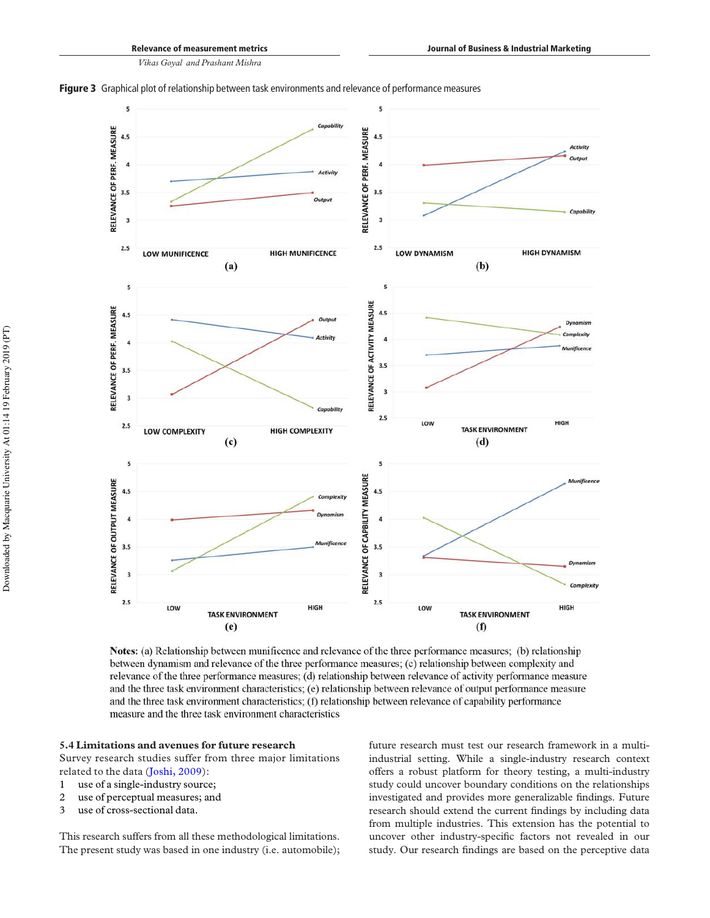**Figure 3** Graphical plot of relationship between task environments and relevance of performance measures

**Notes:** (a) Relationship between munificence and relevance of the three performance measures; (b) relationship between dynamism and relevance of the three performance measures; (c) relationship between complexity and relevance of the three performance measures; (d) relationship between relevance of activity performance measure and the three task environment characteristics; (e) relationship between relevance of output performance measure and the three task environment characteristics; (f) relationship between relevance of capability performance measure and the three task environment characteristics

### 5.4 Limitations and avenues for future research

Survey research studies suffer from three major limitations related to the data (Joshi, 2009):

1. use of a single-industry source;
2. use of perceptual measures; and
3. use of cross-sectional data.

This research suffers from all these methodological limitations. The present study was based in one industry (i.e. automobile); future research must test our research framework in a multi-industrial setting. While a single-industry research context offers a robust platform for theory testing, a multi-industry study could uncover boundary conditions on the relationships investigated and provides more generalizable findings. Future research should extend the current findings by including data from multiple industries. This extension has the potential to uncover other industry-specific factors not revealed in our study. Our research findings are based on the perceptive data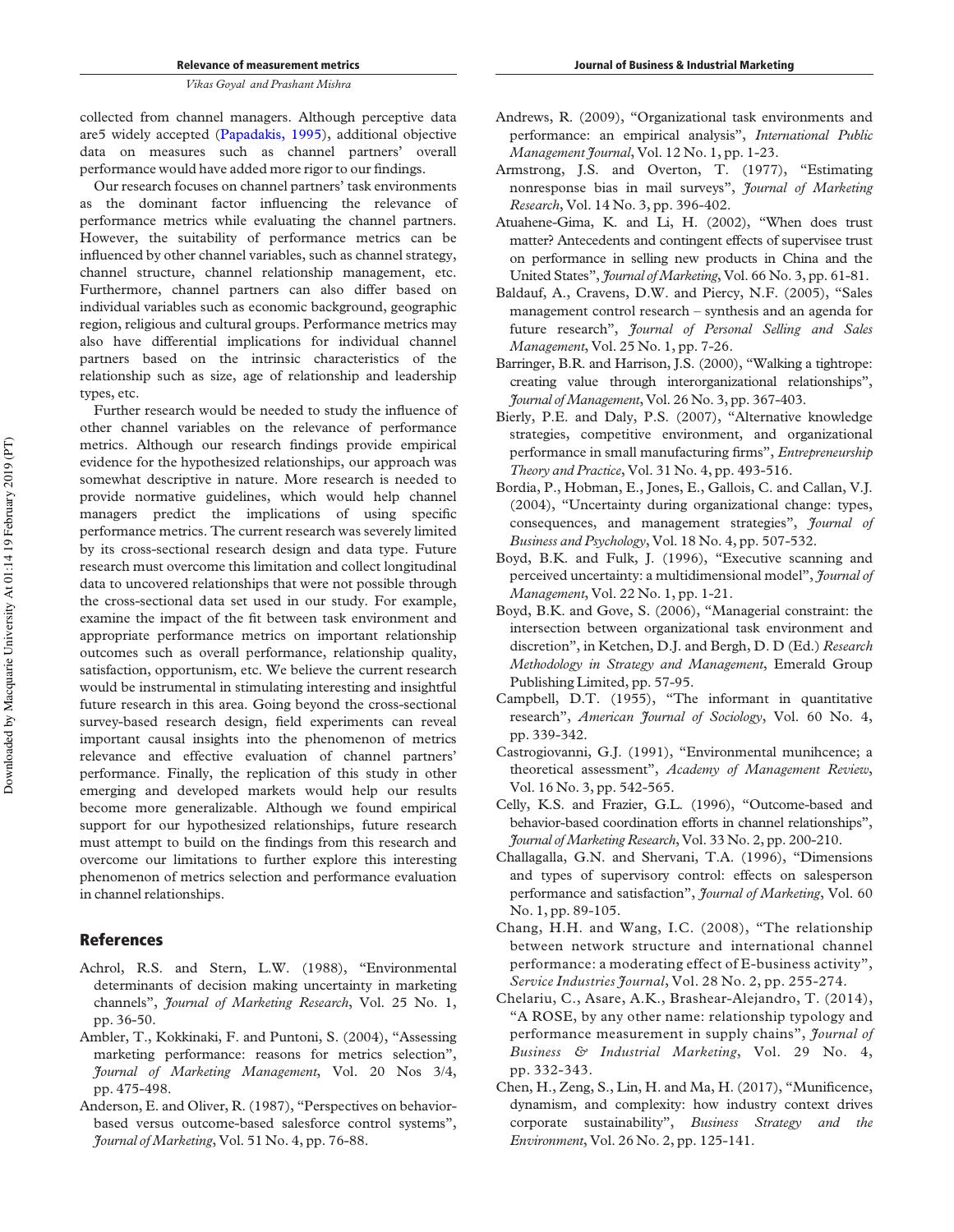collected from channel managers. Although perceptive data are5 widely accepted (Papadakis, 1995), additional objective data on measures such as channel partners' overall performance would have added more rigor to our findings.

Our research focuses on channel partners' task environments as the dominant factor influencing the relevance of performance metrics while evaluating the channel partners. However, the suitability of performance metrics can be influenced by other channel variables, such as channel strategy, channel structure, channel relationship management, etc. Furthermore, channel partners can also differ based on individual variables such as economic background, geographic region, religious and cultural groups. Performance metrics may also have differential implications for individual channel partners based on the intrinsic characteristics of the relationship such as size, age of relationship and leadership types, etc.

Further research would be needed to study the influence of other channel variables on the relevance of performance metrics. Although our research findings provide empirical evidence for the hypothesized relationships, our approach was somewhat descriptive in nature. More research is needed to provide normative guidelines, which would help channel managers predict the implications of using specific performance metrics. The current research was severely limited by its cross-sectional research design and data type. Future research must overcome this limitation and collect longitudinal data to uncovered relationships that were not possible through the cross-sectional data set used in our study. For example, examine the impact of the fit between task environment and appropriate performance metrics on important relationship outcomes such as overall performance, relationship quality, satisfaction, opportunism, etc. We believe the current research would be instrumental in stimulating interesting and insightful future research in this area. Going beyond the cross-sectional survey-based research design, field experiments can reveal important causal insights into the phenomenon of metrics relevance and effective evaluation of channel partners' performance. Finally, the replication of this study in other emerging and developed markets would help our results become more generalizable. Although we found empirical support for our hypothesized relationships, future research must attempt to build on the findings from this research and overcome our limitations to further explore this interesting phenomenon of metrics selection and performance evaluation in channel relationships.

## References

Achrol, R.S. and Stern, L.W. (1988), "Environmental determinants of decision making uncertainty in marketing channels", *Journal of Marketing Research*, Vol. 25 No. 1, pp. 36-50.

Ambler, T., Kokkinaki, F. and Puntoni, S. (2004), "Assessing marketing performance: reasons for metrics selection", *Journal of Marketing Management*, Vol. 20 Nos 3/4, pp. 475-498.

Anderson, E. and Oliver, R. (1987), "Perspectives on behavior-based versus outcome-based salesforce control systems", *Journal of Marketing*, Vol. 51 No. 4, pp. 76-88.

Andrews, R. (2009), "Organizational task environments and performance: an empirical analysis", *International Public Management Journal*, Vol. 12 No. 1, pp. 1-23.

Armstrong, J.S. and Overton, T. (1977), "Estimating nonresponse bias in mail surveys", *Journal of Marketing Research*, Vol. 14 No. 3, pp. 396-402.

Atuahene-Gima, K. and Li, H. (2002), "When does trust matter? Antecedents and contingent effects of supervisee trust on performance in selling new products in China and the United States", *Journal of Marketing*, Vol. 66 No. 3, pp. 61-81.

Baldauf, A., Cravens, D.W. and Piercy, N.F. (2005), "Sales management control research – synthesis and an agenda for future research", *Journal of Personal Selling and Sales Management*, Vol. 25 No. 1, pp. 7-26.

Barringer, B.R. and Harrison, J.S. (2000), "Walking a tightrope: creating value through interorganizational relationships", *Journal of Management*, Vol. 26 No. 3, pp. 367-403.

Bierly, P.E. and Daly, P.S. (2007), "Alternative knowledge strategies, competitive environment, and organizational performance in small manufacturing firms", *Entrepreneurship Theory and Practice*, Vol. 31 No. 4, pp. 493-516.

Bordia, P., Hobman, E., Jones, E., Gallois, C. and Callan, V.J. (2004), "Uncertainty during organizational change: types, consequences, and management strategies", *Journal of Business and Psychology*, Vol. 18 No. 4, pp. 507-532.

Boyd, B.K. and Fulk, J. (1996), "Executive scanning and perceived uncertainty: a multidimensional model", *Journal of Management*, Vol. 22 No. 1, pp. 1-21.

Boyd, B.K. and Gove, S. (2006), "Managerial constraint: the intersection between organizational task environment and discretion", in Ketchen, D.J. and Bergh, D. D (Ed.) *Research Methodology in Strategy and Management*, Emerald Group Publishing Limited, pp. 57-95.

Campbell, D.T. (1955), "The informant in quantitative research", *American Journal of Sociology*, Vol. 60 No. 4, pp. 339-342.

Castrogiovanni, G.J. (1991), "Environmental munihcence; a theoretical assessment", *Academy of Management Review*, Vol. 16 No. 3, pp. 542-565.

Celly, K.S. and Frazier, G.L. (1996), "Outcome-based and behavior-based coordination efforts in channel relationships", *Journal of Marketing Research*, Vol. 33 No. 2, pp. 200-210.

Challagalla, G.N. and Shervani, T.A. (1996), "Dimensions and types of supervisory control: effects on salesperson performance and satisfaction", *Journal of Marketing*, Vol. 60 No. 1, pp. 89-105.

Chang, H.H. and Wang, I.C. (2008), "The relationship between network structure and international channel performance: a moderating effect of E-business activity", *Service Industries Journal*, Vol. 28 No. 2, pp. 255-274.

Chelariu, C., Asare, A.K., Brashear-Alejandro, T. (2014), "A ROSE, by any other name: relationship typology and performance measurement in supply chains", *Journal of Business & Industrial Marketing*, Vol. 29 No. 4, pp. 332-343.

Chen, H., Zeng, S., Lin, H. and Ma, H. (2017), "Munificence, dynamism, and complexity: how industry context drives corporate sustainability", *Business Strategy and the Environment*, Vol. 26 No. 2, pp. 125-141.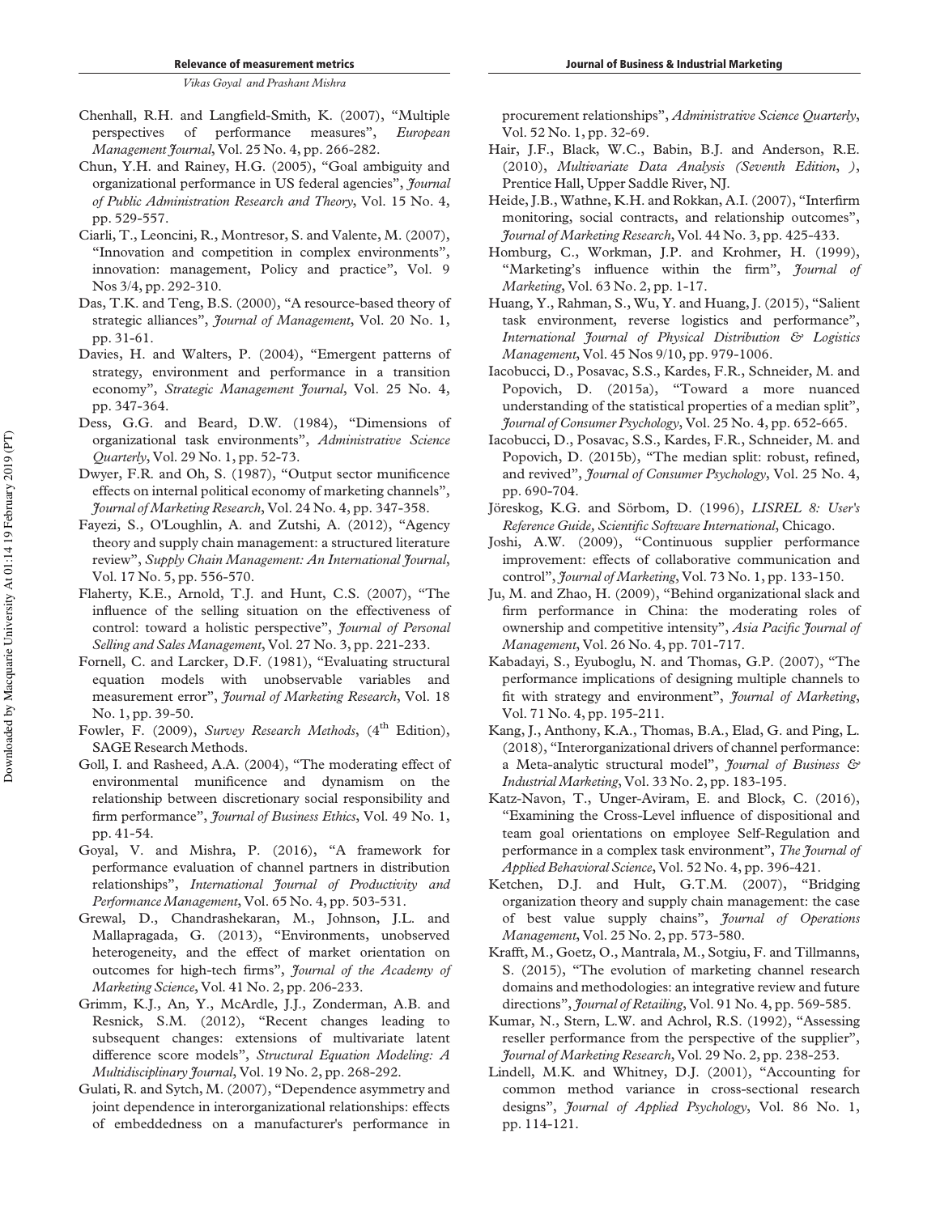Chenhall, R.H. and Langfield-Smith, K. (2007), "Multiple perspectives of performance measures", *European Management Journal*, Vol. 25 No. 4, pp. 266-282.

Chun, Y.H. and Rainey, H.G. (2005), "Goal ambiguity and organizational performance in US federal agencies", *Journal of Public Administration Research and Theory*, Vol. 15 No. 4, pp. 529-557.

Ciarli, T., Leoncini, R., Montresor, S. and Valente, M. (2007), "Innovation and competition in complex environments", innovation: management, Policy and practice", Vol. 9 Nos 3/4, pp. 292-310.

Das, T.K. and Teng, B.S. (2000), "A resource-based theory of strategic alliances", *Journal of Management*, Vol. 20 No. 1, pp. 31-61.

Davies, H. and Walters, P. (2004), "Emergent patterns of strategy, environment and performance in a transition economy", *Strategic Management Journal*, Vol. 25 No. 4, pp. 347-364.

Dess, G.G. and Beard, D.W. (1984), "Dimensions of organizational task environments", *Administrative Science Quarterly*, Vol. 29 No. 1, pp. 52-73.

Dwyer, F.R. and Oh, S. (1987), "Output sector munificence effects on internal political economy of marketing channels", *Journal of Marketing Research*, Vol. 24 No. 4, pp. 347-358.

Fayezi, S., O'Loughlin, A. and Zutshi, A. (2012), "Agency theory and supply chain management: a structured literature review", *Supply Chain Management: An International Journal*, Vol. 17 No. 5, pp. 556-570.

Flaherty, K.E., Arnold, T.J. and Hunt, C.S. (2007), "The influence of the selling situation on the effectiveness of control: toward a holistic perspective", *Journal of Personal Selling and Sales Management*, Vol. 27 No. 3, pp. 221-233.

Fornell, C. and Larcker, D.F. (1981), "Evaluating structural equation models with unobservable variables and measurement error", *Journal of Marketing Research*, Vol. 18 No. 1, pp. 39-50.

Fowler, F. (2009), *Survey Research Methods*, (4th Edition), SAGE Research Methods.

Goll, I. and Rasheed, A.A. (2004), "The moderating effect of environmental munificence and dynamism on the relationship between discretionary social responsibility and firm performance", *Journal of Business Ethics*, Vol. 49 No. 1, pp. 41-54.

Goyal, V. and Mishra, P. (2016), "A framework for performance evaluation of channel partners in distribution relationships", *International Journal of Productivity and Performance Management*, Vol. 65 No. 4, pp. 503-531.

Grewal, D., Chandrashekaran, M., Johnson, J.L. and Mallapragada, G. (2013), "Environments, unobserved heterogeneity, and the effect of market orientation on outcomes for high-tech firms", *Journal of the Academy of Marketing Science*, Vol. 41 No. 2, pp. 206-233.

Grimm, K.J., An, Y., McArdle, J.J., Zonderman, A.B. and Resnick, S.M. (2012), "Recent changes leading to subsequent changes: extensions of multivariate latent difference score models", *Structural Equation Modeling: A Multidisciplinary Journal*, Vol. 19 No. 2, pp. 268-292.

Gulati, R. and Sytch, M. (2007), "Dependence asymmetry and joint dependence in interorganizational relationships: effects of embeddedness on a manufacturer's performance in procurement relationships", *Administrative Science Quarterly*, Vol. 52 No. 1, pp. 32-69.

Hair, J.F., Black, W.C., Babin, B.J. and Anderson, R.E. (2010), *Multivariate Data Analysis (Seventh Edition, )*, Prentice Hall, Upper Saddle River, NJ.

Heide, J.B., Wathne, K.H. and Rokkan, A.I. (2007), "Interfirm monitoring, social contracts, and relationship outcomes", *Journal of Marketing Research*, Vol. 44 No. 3, pp. 425-433.

Homburg, C., Workman, J.P. and Krohmer, H. (1999), "Marketing's influence within the firm", *Journal of Marketing*, Vol. 63 No. 2, pp. 1-17.

Huang, Y., Rahman, S., Wu, Y. and Huang, J. (2015), "Salient task environment, reverse logistics and performance", *International Journal of Physical Distribution & Logistics Management*, Vol. 45 Nos 9/10, pp. 979-1006.

Iacobucci, D., Posavac, S.S., Kardes, F.R., Schneider, M. and Popovich, D. (2015a), "Toward a more nuanced understanding of the statistical properties of a median split", *Journal of Consumer Psychology*, Vol. 25 No. 4, pp. 652-665.

Iacobucci, D., Posavac, S.S., Kardes, F.R., Schneider, M. and Popovich, D. (2015b), "The median split: robust, refined, and revived", *Journal of Consumer Psychology*, Vol. 25 No. 4, pp. 690-704.

Jöreskog, K.G. and Sörbom, D. (1996), *LISREL 8: User's Reference Guide, Scientific Software International*, Chicago.

Joshi, A.W. (2009), "Continuous supplier performance improvement: effects of collaborative communication and control", *Journal of Marketing*, Vol. 73 No. 1, pp. 133-150.

Ju, M. and Zhao, H. (2009), "Behind organizational slack and firm performance in China: the moderating roles of ownership and competitive intensity", *Asia Pacific Journal of Management*, Vol. 26 No. 4, pp. 701-717.

Kabadayi, S., Eyuboglu, N. and Thomas, G.P. (2007), "The performance implications of designing multiple channels to fit with strategy and environment", *Journal of Marketing*, Vol. 71 No. 4, pp. 195-211.

Kang, J., Anthony, K.A., Thomas, B.A., Elad, G. and Ping, L. (2018), "Interorganizational drivers of channel performance: a Meta-analytic structural model", *Journal of Business & Industrial Marketing*, Vol. 33 No. 2, pp. 183-195.

Katz-Navon, T., Unger-Aviram, E. and Block, C. (2016), "Examining the Cross-Level influence of dispositional and team goal orientations on employee Self-Regulation and performance in a complex task environment", *The Journal of Applied Behavioral Science*, Vol. 52 No. 4, pp. 396-421.

Ketchen, D.J. and Hult, G.T.M. (2007), "Bridging organization theory and supply chain management: the case of best value supply chains", *Journal of Operations Management*, Vol. 25 No. 2, pp. 573-580.

Krafft, M., Goetz, O., Mantrala, M., Sotgiu, F. and Tillmanns, S. (2015), "The evolution of marketing channel research domains and methodologies: an integrative review and future directions", *Journal of Retailing*, Vol. 91 No. 4, pp. 569-585.

Kumar, N., Stern, L.W. and Achrol, R.S. (1992), "Assessing reseller performance from the perspective of the supplier", *Journal of Marketing Research*, Vol. 29 No. 2, pp. 238-253.

Lindell, M.K. and Whitney, D.J. (2001), "Accounting for common method variance in cross-sectional research designs", *Journal of Applied Psychology*, Vol. 86 No. 1, pp. 114-121.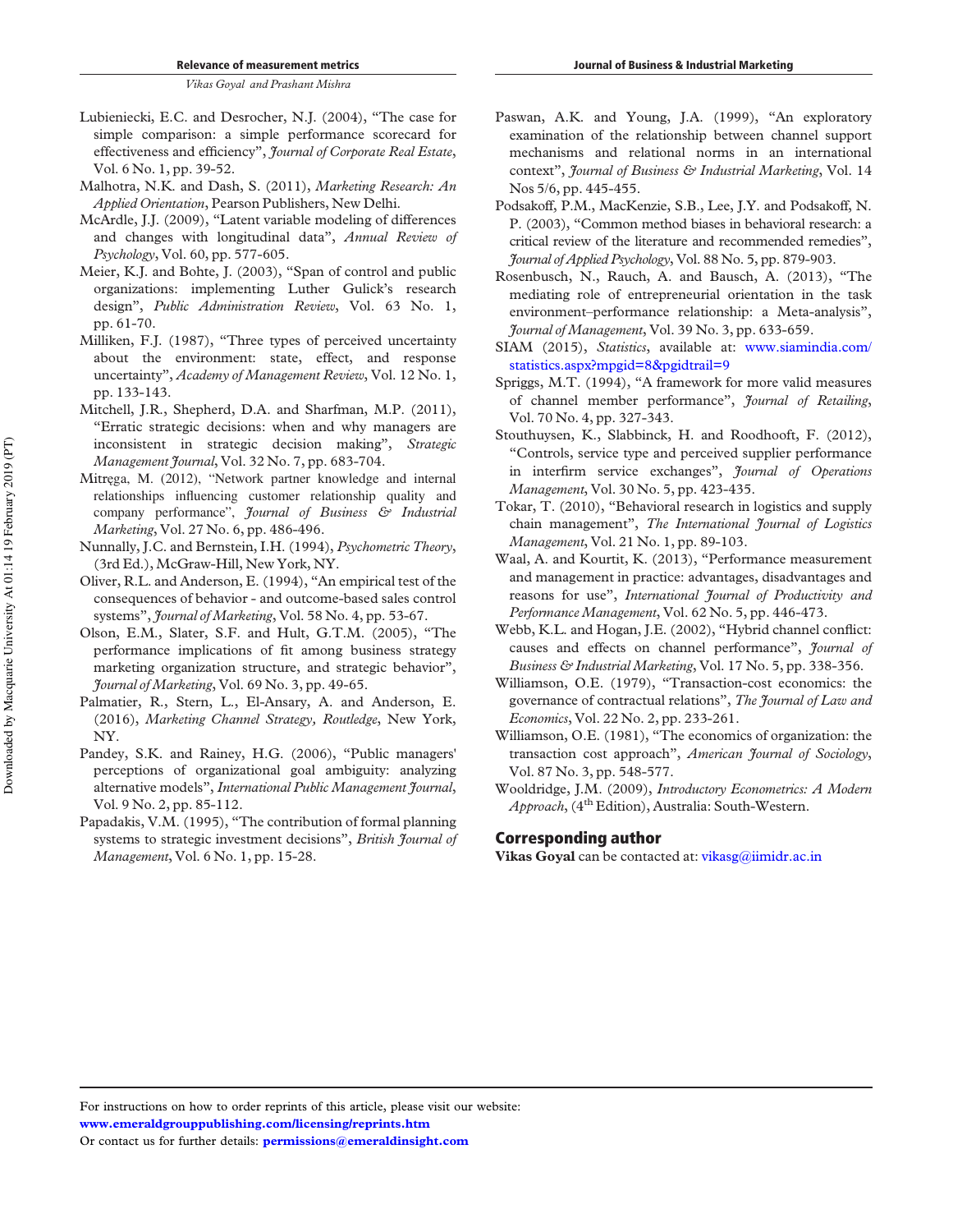Lubieniecki, E.C. and Desrocher, N.J. (2004), "The case for simple comparison: a simple performance scorecard for effectiveness and efficiency", *Journal of Corporate Real Estate*, Vol. 6 No. 1, pp. 39-52.

Malhotra, N.K. and Dash, S. (2011), *Marketing Research: An Applied Orientation*, Pearson Publishers, New Delhi.

McArdle, J.J. (2009), "Latent variable modeling of differences and changes with longitudinal data", *Annual Review of Psychology*, Vol. 60, pp. 577-605.

Meier, K.J. and Bohte, J. (2003), "Span of control and public organizations: implementing Luther Gulick's research design", *Public Administration Review*, Vol. 63 No. 1, pp. 61-70.

Milliken, F.J. (1987), "Three types of perceived uncertainty about the environment: state, effect, and response uncertainty", *Academy of Management Review*, Vol. 12 No. 1, pp. 133-143.

Mitchell, J.R., Shepherd, D.A. and Sharfman, M.P. (2011), "Erratic strategic decisions: when and why managers are inconsistent in strategic decision making", *Strategic Management Journal*, Vol. 32 No. 7, pp. 683-704.

Mitręga, M. (2012), "Network partner knowledge and internal relationships influencing customer relationship quality and company performance", *Journal of Business & Industrial Marketing*, Vol. 27 No. 6, pp. 486-496.

Nunnally, J.C. and Bernstein, I.H. (1994), *Psychometric Theory*, (3rd Ed.), McGraw-Hill, New York, NY.

Oliver, R.L. and Anderson, E. (1994), "An empirical test of the consequences of behavior - and outcome-based sales control systems", *Journal of Marketing*, Vol. 58 No. 4, pp. 53-67.

Olson, E.M., Slater, S.F. and Hult, G.T.M. (2005), "The performance implications of fit among business strategy marketing organization structure, and strategic behavior", *Journal of Marketing*, Vol. 69 No. 3, pp. 49-65.

Palmatier, R., Stern, L., El-Ansary, A. and Anderson, E. (2016), *Marketing Channel Strategy, Routledge*, New York, NY.

Pandey, S.K. and Rainey, H.G. (2006), "Public managers' perceptions of organizational goal ambiguity: analyzing alternative models", *International Public Management Journal*, Vol. 9 No. 2, pp. 85-112.

Papadakis, V.M. (1995), "The contribution of formal planning systems to strategic investment decisions", *British Journal of Management*, Vol. 6 No. 1, pp. 15-28.

Paswan, A.K. and Young, J.A. (1999), "An exploratory examination of the relationship between channel support mechanisms and relational norms in an international context", *Journal of Business & Industrial Marketing*, Vol. 14 Nos 5/6, pp. 445-455.

Podsakoff, P.M., MacKenzie, S.B., Lee, J.Y. and Podsakoff, N. P. (2003), "Common method biases in behavioral research: a critical review of the literature and recommended remedies", *Journal of Applied Psychology*, Vol. 88 No. 5, pp. 879-903.

Rosenbusch, N., Rauch, A. and Bausch, A. (2013), "The mediating role of entrepreneurial orientation in the task environment–performance relationship: a Meta-analysis", *Journal of Management*, Vol. 39 No. 3, pp. 633-659.

SIAM (2015), *Statistics*, available at: www.siamindia.com/statistics.aspx?mpgid=8&pgidtrail=9

Spriggs, M.T. (1994), "A framework for more valid measures of channel member performance", *Journal of Retailing*, Vol. 70 No. 4, pp. 327-343.

Stouthuysen, K., Slabbinck, H. and Roodhooft, F. (2012), "Controls, service type and perceived supplier performance in interfirm service exchanges", *Journal of Operations Management*, Vol. 30 No. 5, pp. 423-435.

Tokar, T. (2010), "Behavioral research in logistics and supply chain management", *The International Journal of Logistics Management*, Vol. 21 No. 1, pp. 89-103.

Waal, A. and Kourtit, K. (2013), "Performance measurement and management in practice: advantages, disadvantages and reasons for use", *International Journal of Productivity and Performance Management*, Vol. 62 No. 5, pp. 446-473.

Webb, K.L. and Hogan, J.E. (2002), "Hybrid channel conflict: causes and effects on channel performance", *Journal of Business & Industrial Marketing*, Vol. 17 No. 5, pp. 338-356.

Williamson, O.E. (1979), "Transaction-cost economics: the governance of contractual relations", *The Journal of Law and Economics*, Vol. 22 No. 2, pp. 233-261.

Williamson, O.E. (1981), "The economics of organization: the transaction cost approach", *American Journal of Sociology*, Vol. 87 No. 3, pp. 548-577.

Wooldridge, J.M. (2009), *Introductory Econometrics: A Modern Approach*, (4th Edition), Australia: South-Western.

## Corresponding author

**Vikas Goyal** can be contacted at: vikasg@iimidr.ac.in

For instructions on how to order reprints of this article, please visit our website:
**www.emeraldgrouppublishing.com/licensing/reprints.htm**
Or contact us for further details: **permissions@emeraldinsight.com**